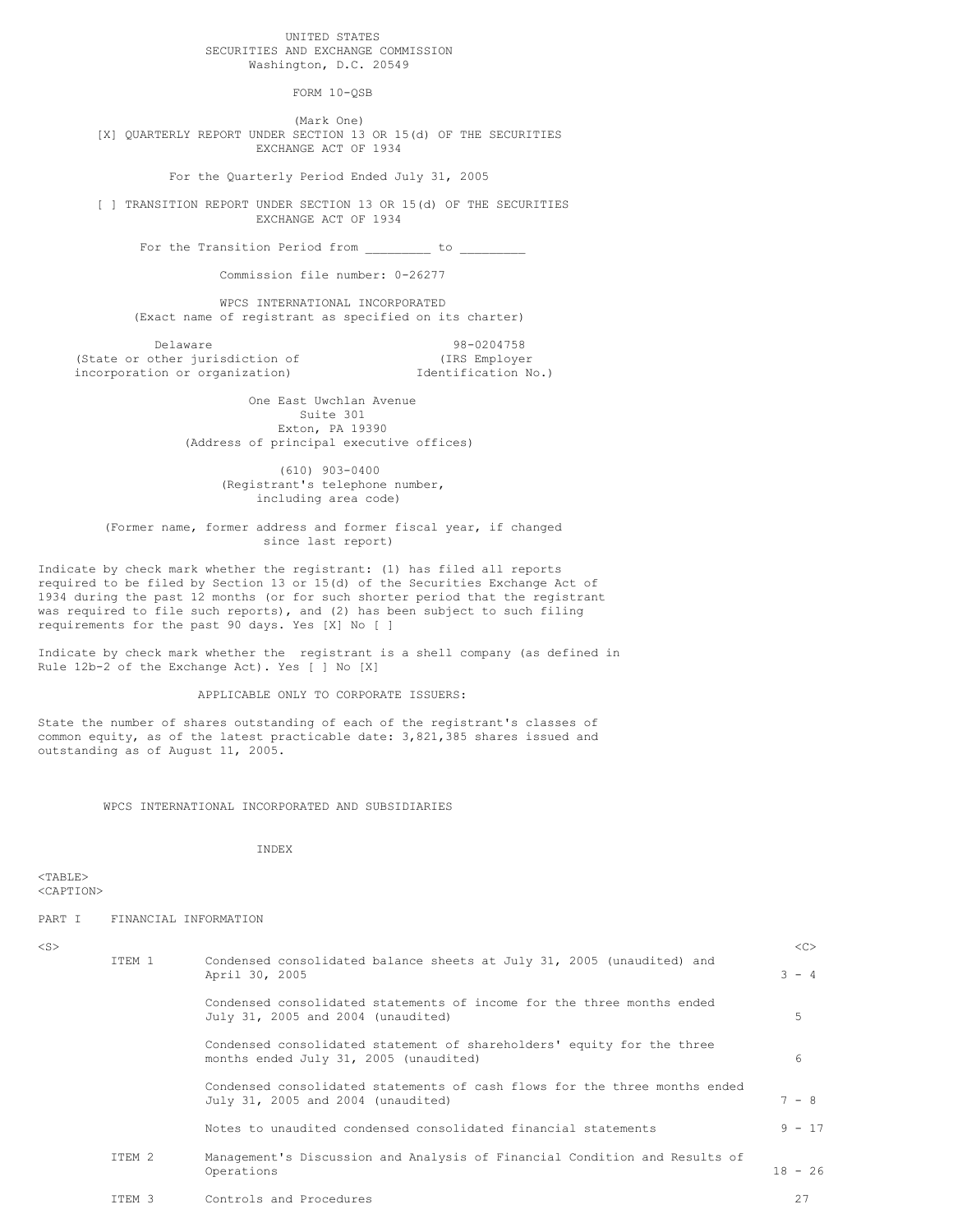UNITED STATES
SECURITIES AND EXCHANGE COMMISSION
Washington, D.C. 20549

# FORM 10-QSB

(Mark One)

[X] QUARTERLY REPORT UNDER SECTION 13 OR 15(d) OF THE SECURITIES EXCHANGE ACT OF 1934

For the Quarterly Period Ended July 31, 2005

[ ] TRANSITION REPORT UNDER SECTION 13 OR 15(d) OF THE SECURITIES EXCHANGE ACT OF 1934

For the Transition Period from _________ to _________

Commission file number: 0-26277

## WPCS INTERNATIONAL INCORPORATED

(Exact name of registrant as specified on its charter)

| Delaware | 98-0204758 |
|---|---|
| (State or other jurisdiction of incorporation or organization) | (IRS Employer Identification No.) |

One East Uwchlan Avenue
Suite 301
Exton, PA 19390
(Address of principal executive offices)

(610) 903-0400
(Registrant's telephone number, including area code)

(Former name, former address and former fiscal year, if changed since last report)

Indicate by check mark whether the registrant: (1) has filed all reports required to be filed by Section 13 or 15(d) of the Securities Exchange Act of 1934 during the past 12 months (or for such shorter period that the registrant was required to file such reports), and (2) has been subject to such filing requirements for the past 90 days. Yes [X] No [ ]

Indicate by check mark whether the registrant is a shell company (as defined in Rule 12b-2 of the Exchange Act). Yes [ ] No [X]

APPLICABLE ONLY TO CORPORATE ISSUERS:

State the number of shares outstanding of each of the registrant's classes of common equity, as of the latest practicable date: 3,821,385 shares issued and outstanding as of August 11, 2005.

## WPCS INTERNATIONAL INCORPORATED AND SUBSIDIARIES

### INDEX

PART I FINANCIAL INFORMATION

| | | |
|---|---|---|
| ITEM 1 | Condensed consolidated balance sheets at July 31, 2005 (unaudited) and April 30, 2005 | 3 - 4 |
| | Condensed consolidated statements of income for the three months ended July 31, 2005 and 2004 (unaudited) | 5 |
| | Condensed consolidated statement of shareholders' equity for the three months ended July 31, 2005 (unaudited) | 6 |
| | Condensed consolidated statements of cash flows for the three months ended July 31, 2005 and 2004 (unaudited) | 7 - 8 |
| | Notes to unaudited condensed consolidated financial statements | 9 - 17 |
| ITEM 2 | Management's Discussion and Analysis of Financial Condition and Results of Operations | 18 - 26 |
| ITEM 3 | Controls and Procedures | 27 |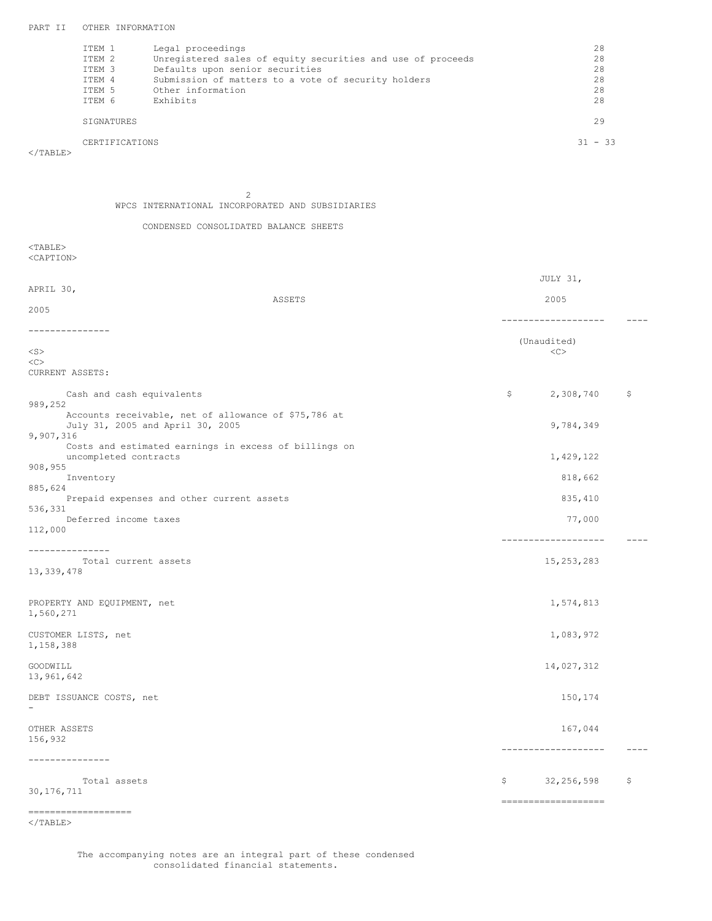PART II OTHER INFORMATION

| | | |
|---|---|---|
| ITEM 1 | Legal proceedings | 28 |
| ITEM 2 | Unregistered sales of equity securities and use of proceeds | 28 |
| ITEM 3 | Defaults upon senior securities | 28 |
| ITEM 4 | Submission of matters to a vote of security holders | 28 |
| ITEM 5 | Other information | 28 |
| ITEM 6 | Exhibits | 28 |
| | SIGNATURES | 29 |
| | CERTIFICATIONS | 31 - 33 |

## WPCS INTERNATIONAL INCORPORATED AND SUBSIDIARIES

### CONDENSED CONSOLIDATED BALANCE SHEETS

| ASSETS | JULY 31, 2005 (Unaudited) | APRIL 30, 2005 |
|---|---|---|
| CURRENT ASSETS: | | |
| Cash and cash equivalents | $ 2,308,740 | $ 989,252 |
| Accounts receivable, net of allowance of $75,786 at July 31, 2005 and April 30, 2005 | 9,784,349 | 9,907,316 |
| Costs and estimated earnings in excess of billings on uncompleted contracts | 1,429,122 | 908,955 |
| Inventory | 818,662 | 885,624 |
| Prepaid expenses and other current assets | 835,410 | 536,331 |
| Deferred income taxes | 77,000 | 112,000 |
| Total current assets | 15,253,283 | 13,339,478 |
| PROPERTY AND EQUIPMENT, net | 1,574,813 | 1,560,271 |
| CUSTOMER LISTS, net | 1,083,972 | 1,158,388 |
| GOODWILL | 14,027,312 | 13,961,642 |
| DEBT ISSUANCE COSTS, net | 150,174 | - |
| OTHER ASSETS | 167,044 | 156,932 |
| Total assets | $ 32,256,598 | $ 30,176,711 |

The accompanying notes are an integral part of these condensed consolidated financial statements.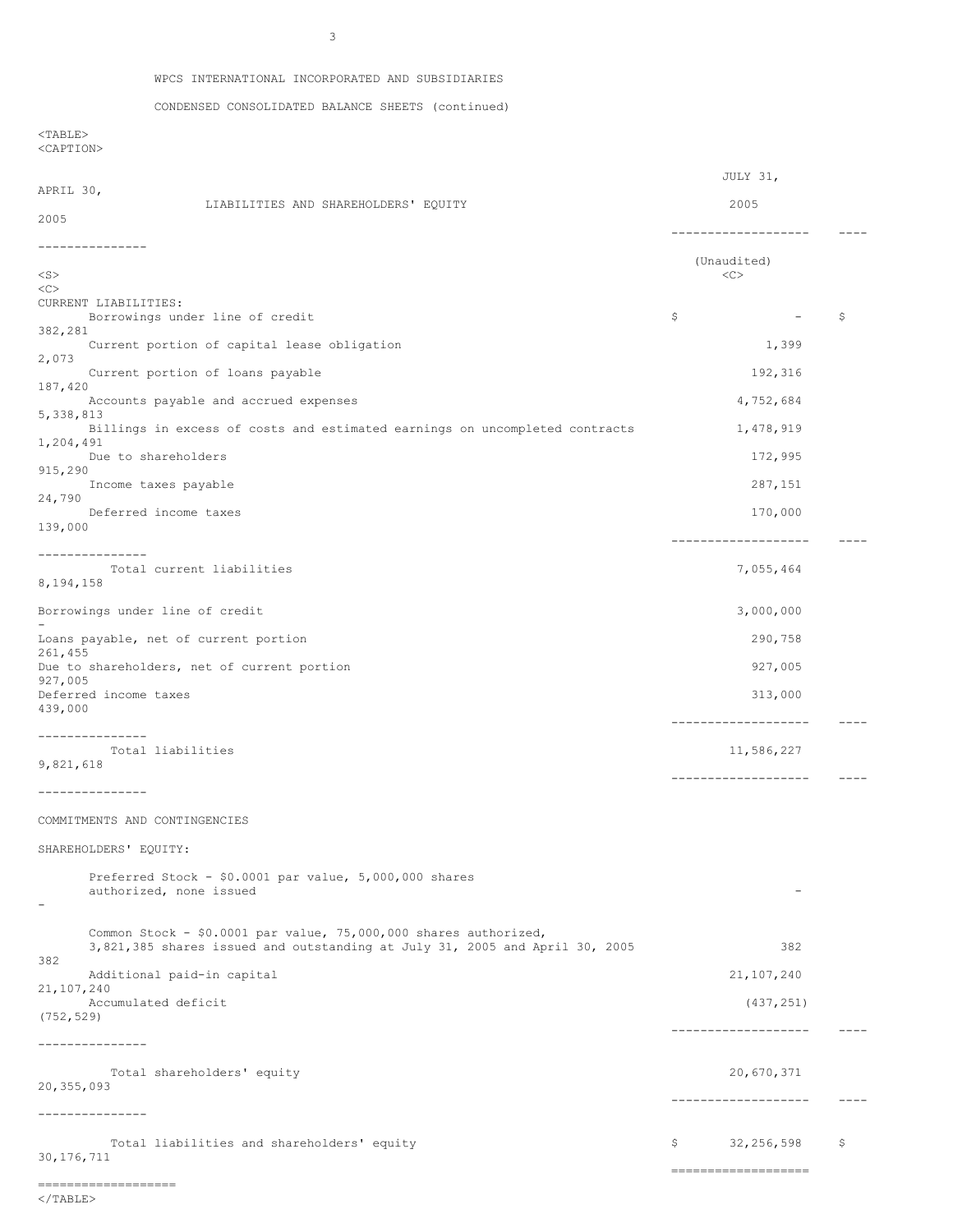WPCS INTERNATIONAL INCORPORATED AND SUBSIDIARIES

CONDENSED CONSOLIDATED BALANCE SHEETS (continued)

| LIABILITIES AND SHAREHOLDERS' EQUITY | JULY 31, 2005 (Unaudited) | APRIL 30, 2005 |
|---|---|---|
| CURRENT LIABILITIES: | | |
| Borrowings under line of credit | $ - | $ 382,281 |
| Current portion of capital lease obligation | 1,399 | 2,073 |
| Current portion of loans payable | 192,316 | 187,420 |
| Accounts payable and accrued expenses | 4,752,684 | 5,338,813 |
| Billings in excess of costs and estimated earnings on uncompleted contracts | 1,478,919 | 1,204,491 |
| Due to shareholders | 172,995 | 915,290 |
| Income taxes payable | 287,151 | 24,790 |
| Deferred income taxes | 170,000 | 139,000 |
| Total current liabilities | 7,055,464 | 8,194,158 |
| Borrowings under line of credit | 3,000,000 | - |
| Loans payable, net of current portion | 290,758 | 261,455 |
| Due to shareholders, net of current portion | 927,005 | 927,005 |
| Deferred income taxes | 313,000 | 439,000 |
| Total liabilities | 11,586,227 | 9,821,618 |
| COMMITMENTS AND CONTINGENCIES | | |
| SHAREHOLDERS' EQUITY: | | |
| Preferred Stock - $0.0001 par value, 5,000,000 shares authorized, none issued | - | - |
| Common Stock - $0.0001 par value, 75,000,000 shares authorized, 3,821,385 shares issued and outstanding at July 31, 2005 and April 30, 2005 | 382 | 382 |
| Additional paid-in capital | 21,107,240 | 21,107,240 |
| Accumulated deficit | (437,251) | (752,529) |
| Total shareholders' equity | 20,670,371 | 20,355,093 |
| Total liabilities and shareholders' equity | $ 32,256,598 | $ 30,176,711 |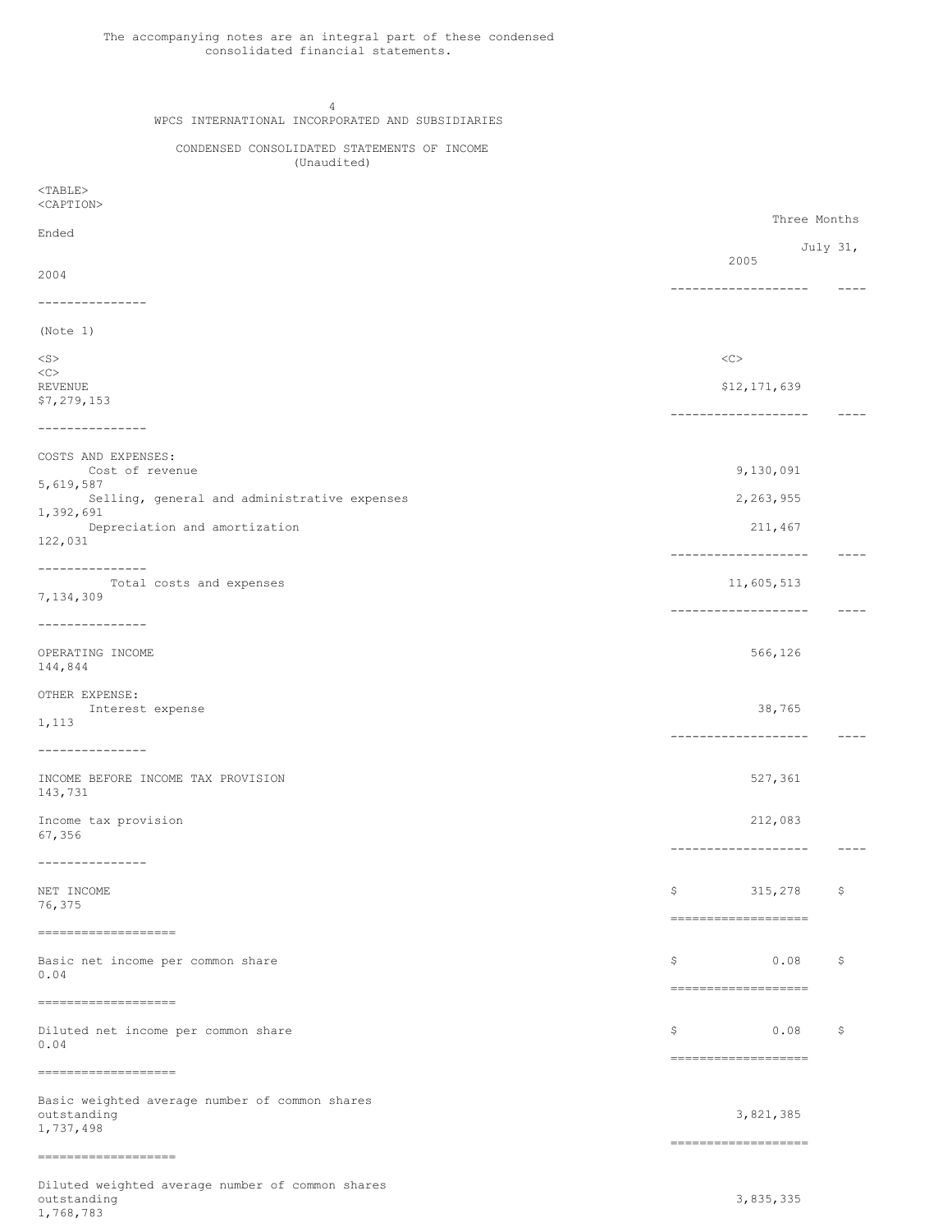The accompanying notes are an integral part of these condensed consolidated financial statements.

# WPCS INTERNATIONAL INCORPORATED AND SUBSIDIARIES

## CONDENSED CONSOLIDATED STATEMENTS OF INCOME
(Unaudited)

| | Three Months Ended July 31, 2005 | 2004 |
|---|---|---|
| | | (Note 1) |
| REVENUE | $12,171,639 | $7,279,153 |
| COSTS AND EXPENSES: | | |
| Cost of revenue | 9,130,091 | 5,619,587 |
| Selling, general and administrative expenses | 2,263,955 | 1,392,691 |
| Depreciation and amortization | 211,467 | 122,031 |
| Total costs and expenses | 11,605,513 | 7,134,309 |
| OPERATING INCOME | 566,126 | 144,844 |
| OTHER EXPENSE: | | |
| Interest expense | 38,765 | 1,113 |
| INCOME BEFORE INCOME TAX PROVISION | 527,361 | 143,731 |
| Income tax provision | 212,083 | 67,356 |
| NET INCOME | $ 315,278 | $ 76,375 |
| Basic net income per common share | $ 0.08 | $ 0.04 |
| Diluted net income per common share | $ 0.08 | $ 0.04 |
| Basic weighted average number of common shares outstanding | 3,821,385 | 1,737,498 |
| Diluted weighted average number of common shares outstanding | 3,835,335 | 1,768,783 |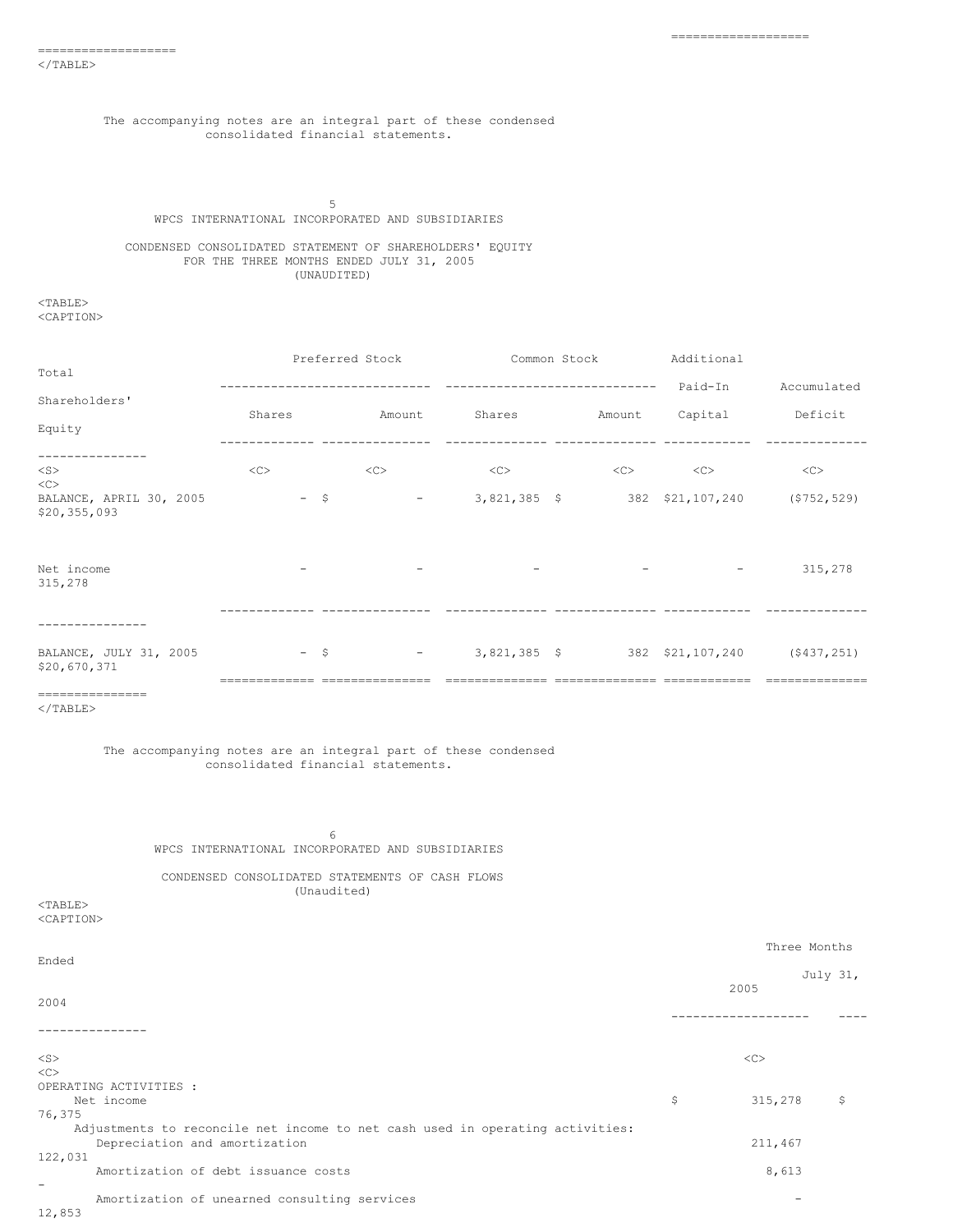The accompanying notes are an integral part of these condensed consolidated financial statements.

## WPCS INTERNATIONAL INCORPORATED AND SUBSIDIARIES

### CONDENSED CONSOLIDATED STATEMENT OF SHAREHOLDERS' EQUITY FOR THE THREE MONTHS ENDED JULY 31, 2005 (UNAUDITED)

| | Preferred Stock | | Common Stock | | Additional Paid-In | Accumulated | Total Shareholders' |
|---|---|---|---|---|---|---|---|
| | Shares | Amount | Shares | Amount | Capital | Deficit | Equity |
| BALANCE, APRIL 30, 2005 | - | $ - | 3,821,385 | $ 382 | $21,107,240 | ($752,529) | $20,355,093 |
| Net income | - | - | - | - | - | 315,278 | 315,278 |
| BALANCE, JULY 31, 2005 | - | $ - | 3,821,385 | $ 382 | $21,107,240 | ($437,251) | $20,670,371 |

The accompanying notes are an integral part of these condensed consolidated financial statements.

## WPCS INTERNATIONAL INCORPORATED AND SUBSIDIARIES

### CONDENSED CONSOLIDATED STATEMENTS OF CASH FLOWS (Unaudited)

| | Three Months Ended July 31, 2005 | 2004 |
|---|---|---|
| OPERATING ACTIVITIES : | | |
| Net income | $ 315,278 | $ 76,375 |
| Adjustments to reconcile net income to net cash used in operating activities: | | |
| Depreciation and amortization | 211,467 | 122,031 |
| Amortization of debt issuance costs | 8,613 | - |
| Amortization of unearned consulting services | - | 12,853 |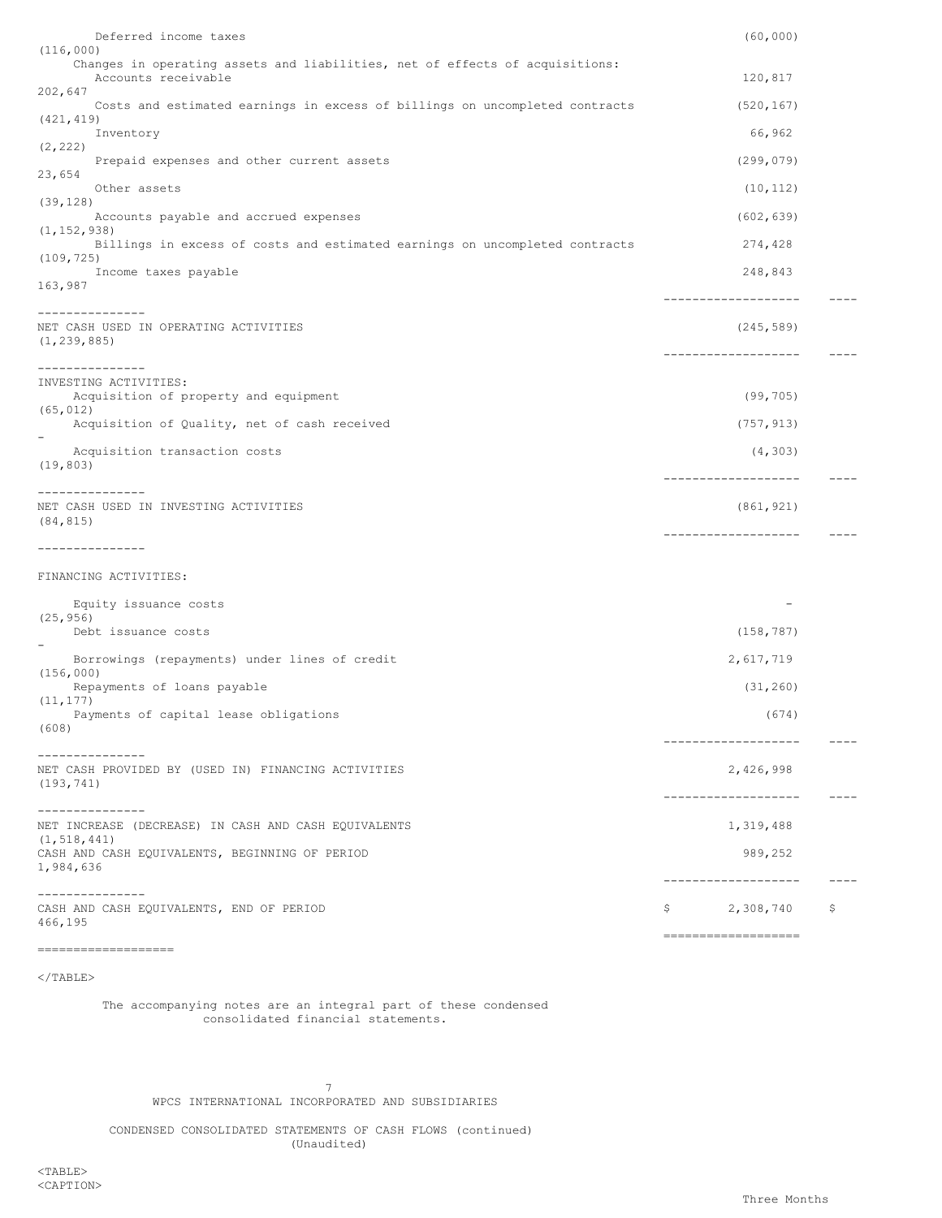| | | |
|---|---|---|
| Deferred income taxes | (60,000) | (116,000) |
| Changes in operating assets and liabilities, net of effects of acquisitions: | | |
| Accounts receivable | 120,817 | 202,647 |
| Costs and estimated earnings in excess of billings on uncompleted contracts | (520,167) | (421,419) |
| Inventory | 66,962 | (2,222) |
| Prepaid expenses and other current assets | (299,079) | 23,654 |
| Other assets | (10,112) | (39,128) |
| Accounts payable and accrued expenses | (602,639) | (1,152,938) |
| Billings in excess of costs and estimated earnings on uncompleted contracts | 274,428 | (109,725) |
| Income taxes payable | 248,843 | 163,987 |
| NET CASH USED IN OPERATING ACTIVITIES | (245,589) | (1,239,885) |
| INVESTING ACTIVITIES: | | |
| Acquisition of property and equipment | (99,705) | (65,012) |
| Acquisition of Quality, net of cash received | (757,913) | - |
| Acquisition transaction costs | (4,303) | (19,803) |
| NET CASH USED IN INVESTING ACTIVITIES | (861,921) | (84,815) |
| FINANCING ACTIVITIES: | | |
| Equity issuance costs | - | (25,956) |
| Debt issuance costs | (158,787) | - |
| Borrowings (repayments) under lines of credit | 2,617,719 | (156,000) |
| Repayments of loans payable | (31,260) | (11,177) |
| Payments of capital lease obligations | (674) | (608) |
| NET CASH PROVIDED BY (USED IN) FINANCING ACTIVITIES | 2,426,998 | (193,741) |
| NET INCREASE (DECREASE) IN CASH AND CASH EQUIVALENTS | 1,319,488 | (1,518,441) |
| CASH AND CASH EQUIVALENTS, BEGINNING OF PERIOD | 989,252 | 1,984,636 |
| CASH AND CASH EQUIVALENTS, END OF PERIOD | $ 2,308,740 | $ 466,195 |

The accompanying notes are an integral part of these condensed consolidated financial statements.

WPCS INTERNATIONAL INCORPORATED AND SUBSIDIARIES

CONDENSED CONSOLIDATED STATEMENTS OF CASH FLOWS (continued)
(Unaudited)

Three Months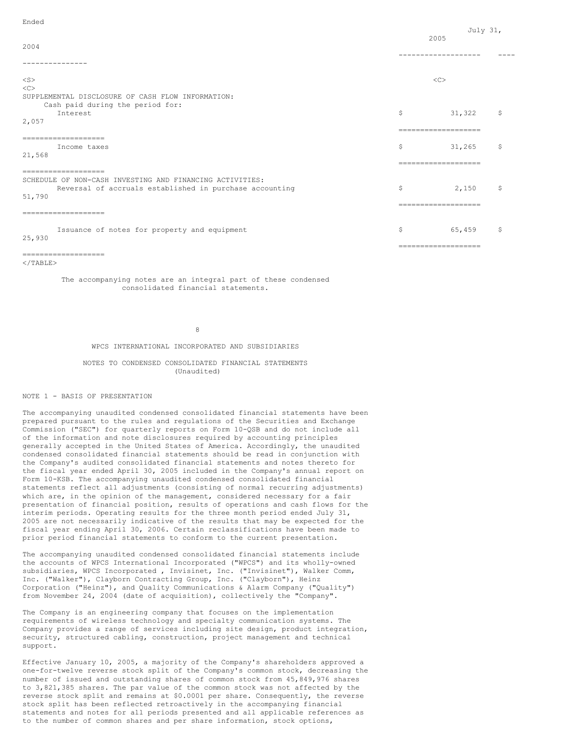| | Three Months Ended July 31, | |
|---|---|---|
| | 2005 | 2004 |
| SUPPLEMENTAL DISCLOSURE OF CASH FLOW INFORMATION: | | |
| Cash paid during the period for: | | |
| Interest | $ 31,322 | $ 2,057 |
| Income taxes | $ 31,265 | $ 21,568 |
| SCHEDULE OF NON-CASH INVESTING AND FINANCING ACTIVITIES: | | |
| Reversal of accruals established in purchase accounting | $ 2,150 | $ 51,790 |
| Issuance of notes for property and equipment | $ 65,459 | $ 25,930 |

The accompanying notes are an integral part of these condensed consolidated financial statements.

WPCS INTERNATIONAL INCORPORATED AND SUBSIDIARIES

NOTES TO CONDENSED CONSOLIDATED FINANCIAL STATEMENTS
(Unaudited)

## NOTE 1 - BASIS OF PRESENTATION

The accompanying unaudited condensed consolidated financial statements have been prepared pursuant to the rules and regulations of the Securities and Exchange Commission ("SEC") for quarterly reports on Form 10-QSB and do not include all of the information and note disclosures required by accounting principles generally accepted in the United States of America. Accordingly, the unaudited condensed consolidated financial statements should be read in conjunction with the Company's audited consolidated financial statements and notes thereto for the fiscal year ended April 30, 2005 included in the Company's annual report on Form 10-KSB. The accompanying unaudited condensed consolidated financial statements reflect all adjustments (consisting of normal recurring adjustments) which are, in the opinion of the management, considered necessary for a fair presentation of financial position, results of operations and cash flows for the interim periods. Operating results for the three month period ended July 31, 2005 are not necessarily indicative of the results that may be expected for the fiscal year ending April 30, 2006. Certain reclassifications have been made to prior period financial statements to conform to the current presentation.

The accompanying unaudited condensed consolidated financial statements include the accounts of WPCS International Incorporated ("WPCS") and its wholly-owned subsidiaries, WPCS Incorporated , Invisinet, Inc. ("Invisinet"), Walker Comm, Inc. ("Walker"), Clayborn Contracting Group, Inc. ("Clayborn"), Heinz Corporation ("Heinz"), and Quality Communications & Alarm Company ("Quality") from November 24, 2004 (date of acquisition), collectively the "Company".

The Company is an engineering company that focuses on the implementation requirements of wireless technology and specialty communication systems. The Company provides a range of services including site design, product integration, security, structured cabling, construction, project management and technical support.

Effective January 10, 2005, a majority of the Company's shareholders approved a one-for-twelve reverse stock split of the Company's common stock, decreasing the number of issued and outstanding shares of common stock from 45,849,976 shares to 3,821,385 shares. The par value of the common stock was not affected by the reverse stock split and remains at $0.0001 per share. Consequently, the reverse stock split has been reflected retroactively in the accompanying financial statements and notes for all periods presented and all applicable references as to the number of common shares and per share information, stock options,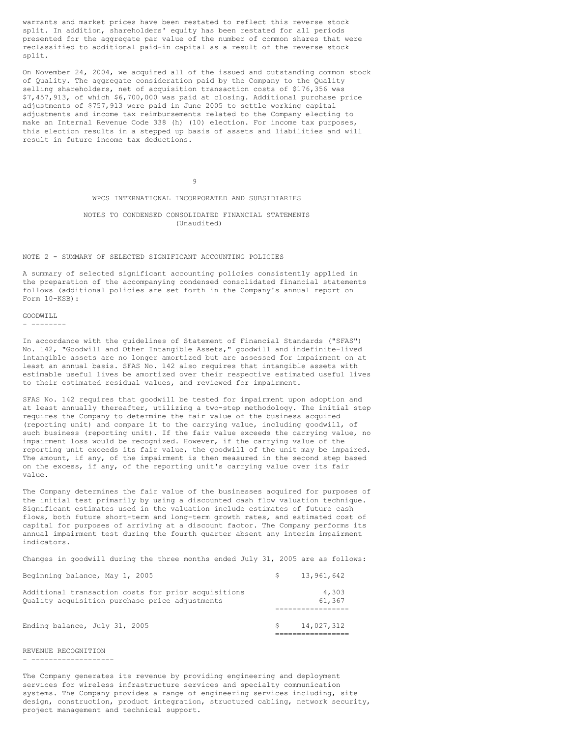warrants and market prices have been restated to reflect this reverse stock split. In addition, shareholders' equity has been restated for all periods presented for the aggregate par value of the number of common shares that were reclassified to additional paid-in capital as a result of the reverse stock split.

On November 24, 2004, we acquired all of the issued and outstanding common stock of Quality. The aggregate consideration paid by the Company to the Quality selling shareholders, net of acquisition transaction costs of $176,356 was $7,457,913, of which $6,700,000 was paid at closing. Additional purchase price adjustments of $757,913 were paid in June 2005 to settle working capital adjustments and income tax reimbursements related to the Company electing to make an Internal Revenue Code 338 (h) (10) election. For income tax purposes, this election results in a stepped up basis of assets and liabilities and will result in future income tax deductions.

WPCS INTERNATIONAL INCORPORATED AND SUBSIDIARIES

NOTES TO CONDENSED CONSOLIDATED FINANCIAL STATEMENTS
(Unaudited)

## NOTE 2 - SUMMARY OF SELECTED SIGNIFICANT ACCOUNTING POLICIES

A summary of selected significant accounting policies consistently applied in the preparation of the accompanying condensed consolidated financial statements follows (additional policies are set forth in the Company's annual report on Form 10-KSB):

### GOODWILL

In accordance with the guidelines of Statement of Financial Standards ("SFAS") No. 142, "Goodwill and Other Intangible Assets," goodwill and indefinite-lived intangible assets are no longer amortized but are assessed for impairment on at least an annual basis. SFAS No. 142 also requires that intangible assets with estimable useful lives be amortized over their respective estimated useful lives to their estimated residual values, and reviewed for impairment.

SFAS No. 142 requires that goodwill be tested for impairment upon adoption and at least annually thereafter, utilizing a two-step methodology. The initial step requires the Company to determine the fair value of the business acquired (reporting unit) and compare it to the carrying value, including goodwill, of such business (reporting unit). If the fair value exceeds the carrying value, no impairment loss would be recognized. However, if the carrying value of the reporting unit exceeds its fair value, the goodwill of the unit may be impaired. The amount, if any, of the impairment is then measured in the second step based on the excess, if any, of the reporting unit's carrying value over its fair value.

The Company determines the fair value of the businesses acquired for purposes of the initial test primarily by using a discounted cash flow valuation technique. Significant estimates used in the valuation include estimates of future cash flows, both future short-term and long-term growth rates, and estimated cost of capital for purposes of arriving at a discount factor. The Company performs its annual impairment test during the fourth quarter absent any interim impairment indicators.

Changes in goodwill during the three months ended July 31, 2005 are as follows:

| | |
|---|---|
| Beginning balance, May 1, 2005 | $ 13,961,642 |
| Additional transaction costs for prior acquisitions | 4,303 |
| Quality acquisition purchase price adjustments | 61,367 |
| Ending balance, July 31, 2005 | $ 14,027,312 |

### REVENUE RECOGNITION

The Company generates its revenue by providing engineering and deployment services for wireless infrastructure services and specialty communication systems. The Company provides a range of engineering services including, site design, construction, product integration, structured cabling, network security, project management and technical support.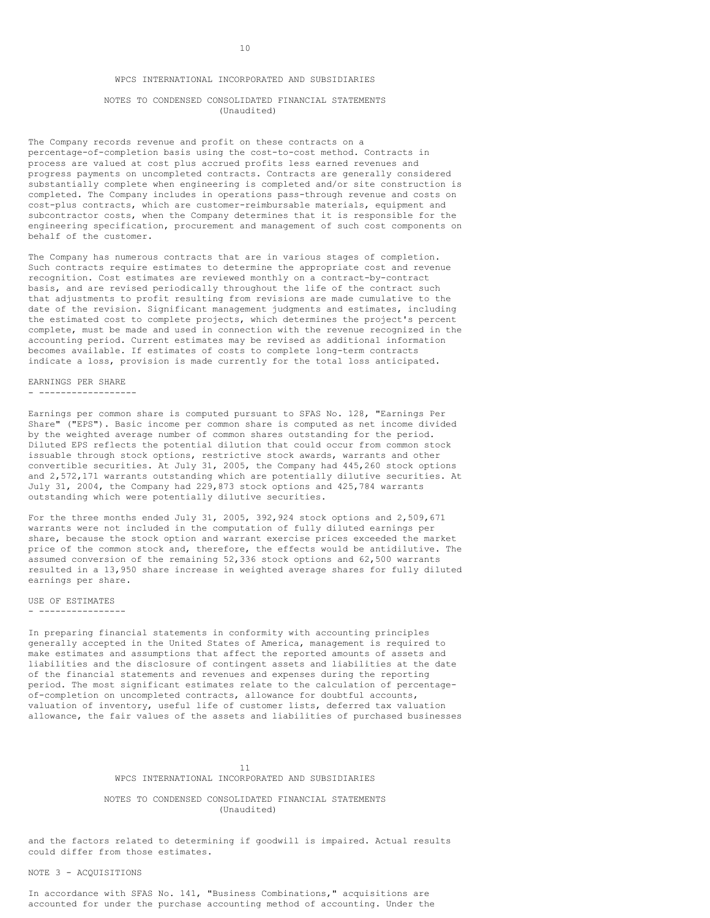The Company records revenue and profit on these contracts on a percentage-of-completion basis using the cost-to-cost method. Contracts in process are valued at cost plus accrued profits less earned revenues and progress payments on uncompleted contracts. Contracts are generally considered substantially complete when engineering is completed and/or site construction is completed. The Company includes in operations pass-through revenue and costs on cost-plus contracts, which are customer-reimbursable materials, equipment and subcontractor costs, when the Company determines that it is responsible for the engineering specification, procurement and management of such cost components on behalf of the customer.

The Company has numerous contracts that are in various stages of completion. Such contracts require estimates to determine the appropriate cost and revenue recognition. Cost estimates are reviewed monthly on a contract-by-contract basis, and are revised periodically throughout the life of the contract such that adjustments to profit resulting from revisions are made cumulative to the date of the revision. Significant management judgments and estimates, including the estimated cost to complete projects, which determines the project's percent complete, must be made and used in connection with the revenue recognized in the accounting period. Current estimates may be revised as additional information becomes available. If estimates of costs to complete long-term contracts indicate a loss, provision is made currently for the total loss anticipated.

### EARNINGS PER SHARE

Earnings per common share is computed pursuant to SFAS No. 128, "Earnings Per Share" ("EPS"). Basic income per common share is computed as net income divided by the weighted average number of common shares outstanding for the period. Diluted EPS reflects the potential dilution that could occur from common stock issuable through stock options, restrictive stock awards, warrants and other convertible securities. At July 31, 2005, the Company had 445,260 stock options and 2,572,171 warrants outstanding which are potentially dilutive securities. At July 31, 2004, the Company had 229,873 stock options and 425,784 warrants outstanding which were potentially dilutive securities.

For the three months ended July 31, 2005, 392,924 stock options and 2,509,671 warrants were not included in the computation of fully diluted earnings per share, because the stock option and warrant exercise prices exceeded the market price of the common stock and, therefore, the effects would be antidilutive. The assumed conversion of the remaining 52,336 stock options and 62,500 warrants resulted in a 13,950 share increase in weighted average shares for fully diluted earnings per share.

### USE OF ESTIMATES

In preparing financial statements in conformity with accounting principles generally accepted in the United States of America, management is required to make estimates and assumptions that affect the reported amounts of assets and liabilities and the disclosure of contingent assets and liabilities at the date of the financial statements and revenues and expenses during the reporting period. The most significant estimates relate to the calculation of percentage-of-completion on uncompleted contracts, allowance for doubtful accounts, valuation of inventory, useful life of customer lists, deferred tax valuation allowance, the fair values of the assets and liabilities of purchased businesses and the factors related to determining if goodwill is impaired. Actual results could differ from those estimates.

## NOTE 3 - ACQUISITIONS

In accordance with SFAS No. 141, "Business Combinations," acquisitions are accounted for under the purchase accounting method of accounting. Under the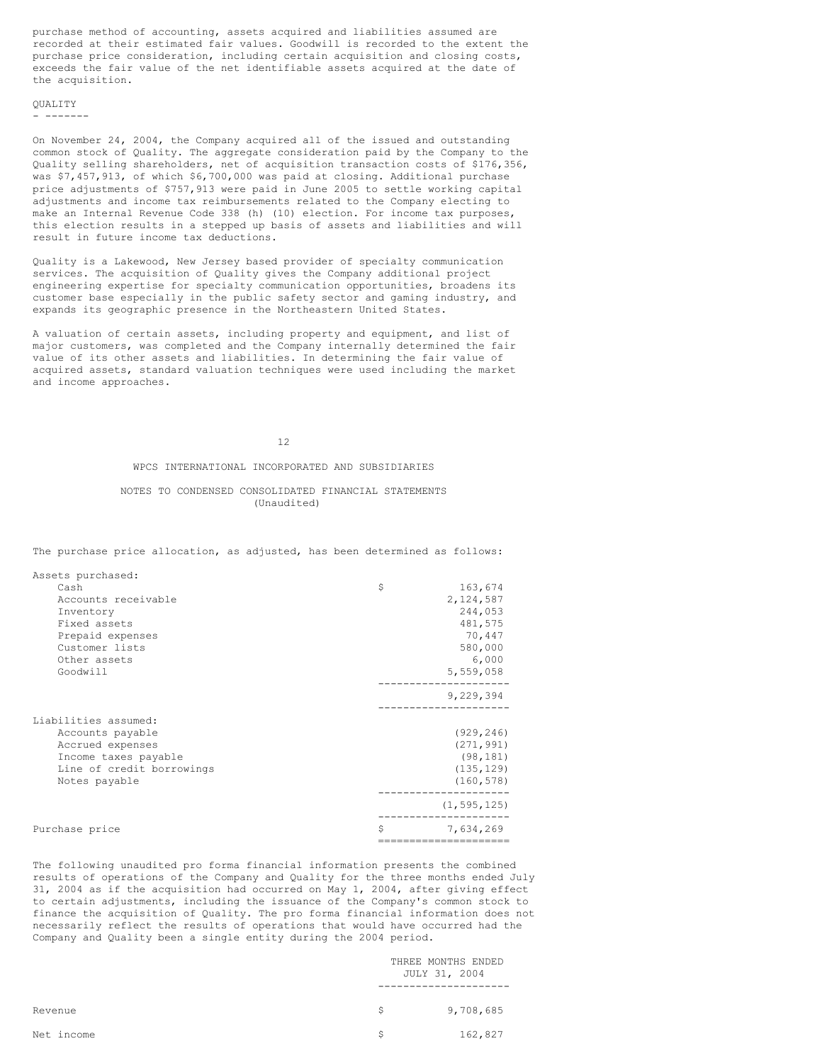purchase method of accounting, assets acquired and liabilities assumed are recorded at their estimated fair values. Goodwill is recorded to the extent the purchase price consideration, including certain acquisition and closing costs, exceeds the fair value of the net identifiable assets acquired at the date of the acquisition.

QUALITY

On November 24, 2004, the Company acquired all of the issued and outstanding common stock of Quality. The aggregate consideration paid by the Company to the Quality selling shareholders, net of acquisition transaction costs of $176,356, was $7,457,913, of which $6,700,000 was paid at closing. Additional purchase price adjustments of $757,913 were paid in June 2005 to settle working capital adjustments and income tax reimbursements related to the Company electing to make an Internal Revenue Code 338 (h) (10) election. For income tax purposes, this election results in a stepped up basis of assets and liabilities and will result in future income tax deductions.

Quality is a Lakewood, New Jersey based provider of specialty communication services. The acquisition of Quality gives the Company additional project engineering expertise for specialty communication opportunities, broadens its customer base especially in the public safety sector and gaming industry, and expands its geographic presence in the Northeastern United States.

A valuation of certain assets, including property and equipment, and list of major customers, was completed and the Company internally determined the fair value of its other assets and liabilities. In determining the fair value of acquired assets, standard valuation techniques were used including the market and income approaches.

WPCS INTERNATIONAL INCORPORATED AND SUBSIDIARIES

NOTES TO CONDENSED CONSOLIDATED FINANCIAL STATEMENTS
(Unaudited)

The purchase price allocation, as adjusted, has been determined as follows:

| | |
|---|---|
| Assets purchased: | |
| Cash | $ 163,674 |
| Accounts receivable | 2,124,587 |
| Inventory | 244,053 |
| Fixed assets | 481,575 |
| Prepaid expenses | 70,447 |
| Customer lists | 580,000 |
| Other assets | 6,000 |
| Goodwill | 5,559,058 |
| | 9,229,394 |
| Liabilities assumed: | |
| Accounts payable | (929,246) |
| Accrued expenses | (271,991) |
| Income taxes payable | (98,181) |
| Line of credit borrowings | (135,129) |
| Notes payable | (160,578) |
| | (1,595,125) |
| Purchase price | $ 7,634,269 |

The following unaudited pro forma financial information presents the combined results of operations of the Company and Quality for the three months ended July 31, 2004 as if the acquisition had occurred on May 1, 2004, after giving effect to certain adjustments, including the issuance of the Company's common stock to finance the acquisition of Quality. The pro forma financial information does not necessarily reflect the results of operations that would have occurred had the Company and Quality been a single entity during the 2004 period.

| | THREE MONTHS ENDED JULY 31, 2004 |
|---|---|
| Revenue | $ 9,708,685 |
| Net income | $ 162,827 |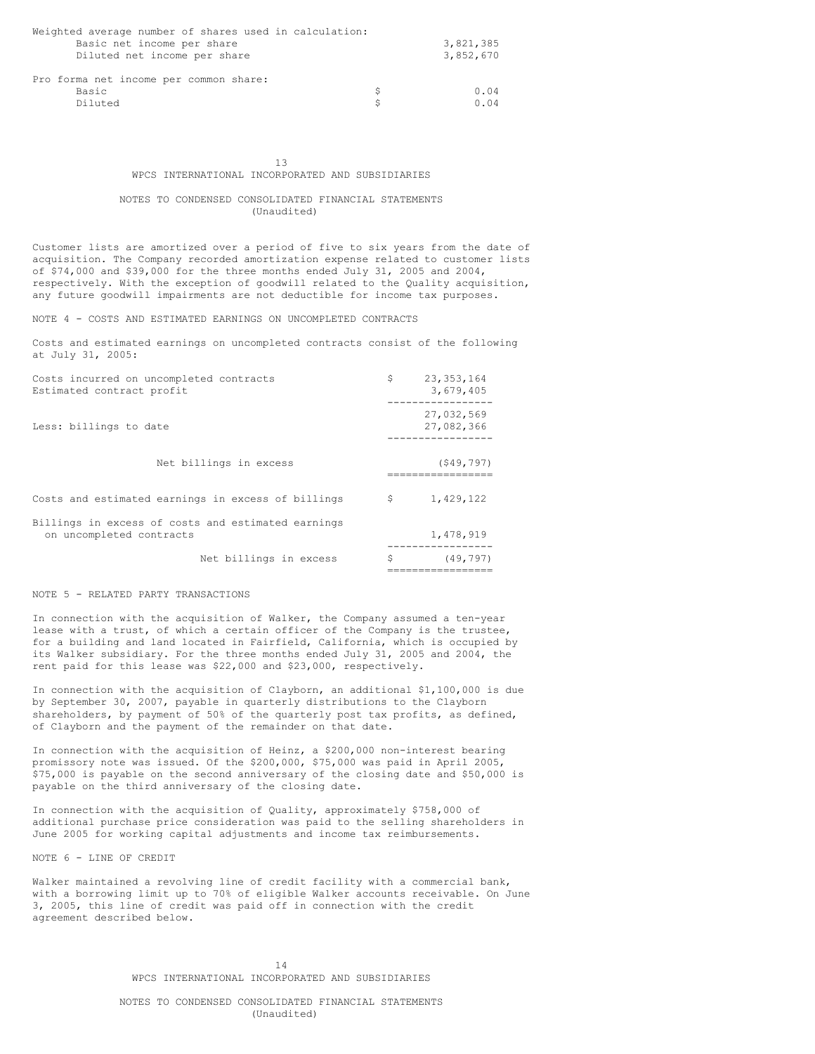| | | |
|---|---|---|
| Weighted average number of shares used in calculation: | | |
| Basic net income per share | | 3,821,385 |
| Diluted net income per share | | 3,852,670 |
| Pro forma net income per common share: | | |
| Basic | $ | 0.04 |
| Diluted | $ | 0.04 |

WPCS INTERNATIONAL INCORPORATED AND SUBSIDIARIES

NOTES TO CONDENSED CONSOLIDATED FINANCIAL STATEMENTS
(Unaudited)

Customer lists are amortized over a period of five to six years from the date of acquisition. The Company recorded amortization expense related to customer lists of $74,000 and $39,000 for the three months ended July 31, 2005 and 2004, respectively. With the exception of goodwill related to the Quality acquisition, any future goodwill impairments are not deductible for income tax purposes.

NOTE 4 - COSTS AND ESTIMATED EARNINGS ON UNCOMPLETED CONTRACTS

Costs and estimated earnings on uncompleted contracts consist of the following at July 31, 2005:

| | | |
|---|---|---|
| Costs incurred on uncompleted contracts | $ | 23,353,164 |
| Estimated contract profit | | 3,679,405 |
| | | 27,032,569 |
| Less: billings to date | | 27,082,366 |
| Net billings in excess | | ($49,797) |
| Costs and estimated earnings in excess of billings | $ | 1,429,122 |
| Billings in excess of costs and estimated earnings on uncompleted contracts | | 1,478,919 |
| Net billings in excess | $ | (49,797) |

NOTE 5 - RELATED PARTY TRANSACTIONS

In connection with the acquisition of Walker, the Company assumed a ten-year lease with a trust, of which a certain officer of the Company is the trustee, for a building and land located in Fairfield, California, which is occupied by its Walker subsidiary. For the three months ended July 31, 2005 and 2004, the rent paid for this lease was $22,000 and $23,000, respectively.

In connection with the acquisition of Clayborn, an additional $1,100,000 is due by September 30, 2007, payable in quarterly distributions to the Clayborn shareholders, by payment of 50% of the quarterly post tax profits, as defined, of Clayborn and the payment of the remainder on that date.

In connection with the acquisition of Heinz, a $200,000 non-interest bearing promissory note was issued. Of the $200,000, $75,000 was paid in April 2005, $75,000 is payable on the second anniversary of the closing date and $50,000 is payable on the third anniversary of the closing date.

In connection with the acquisition of Quality, approximately $758,000 of additional purchase price consideration was paid to the selling shareholders in June 2005 for working capital adjustments and income tax reimbursements.

NOTE 6 - LINE OF CREDIT

Walker maintained a revolving line of credit facility with a commercial bank, with a borrowing limit up to 70% of eligible Walker accounts receivable. On June 3, 2005, this line of credit was paid off in connection with the credit agreement described below.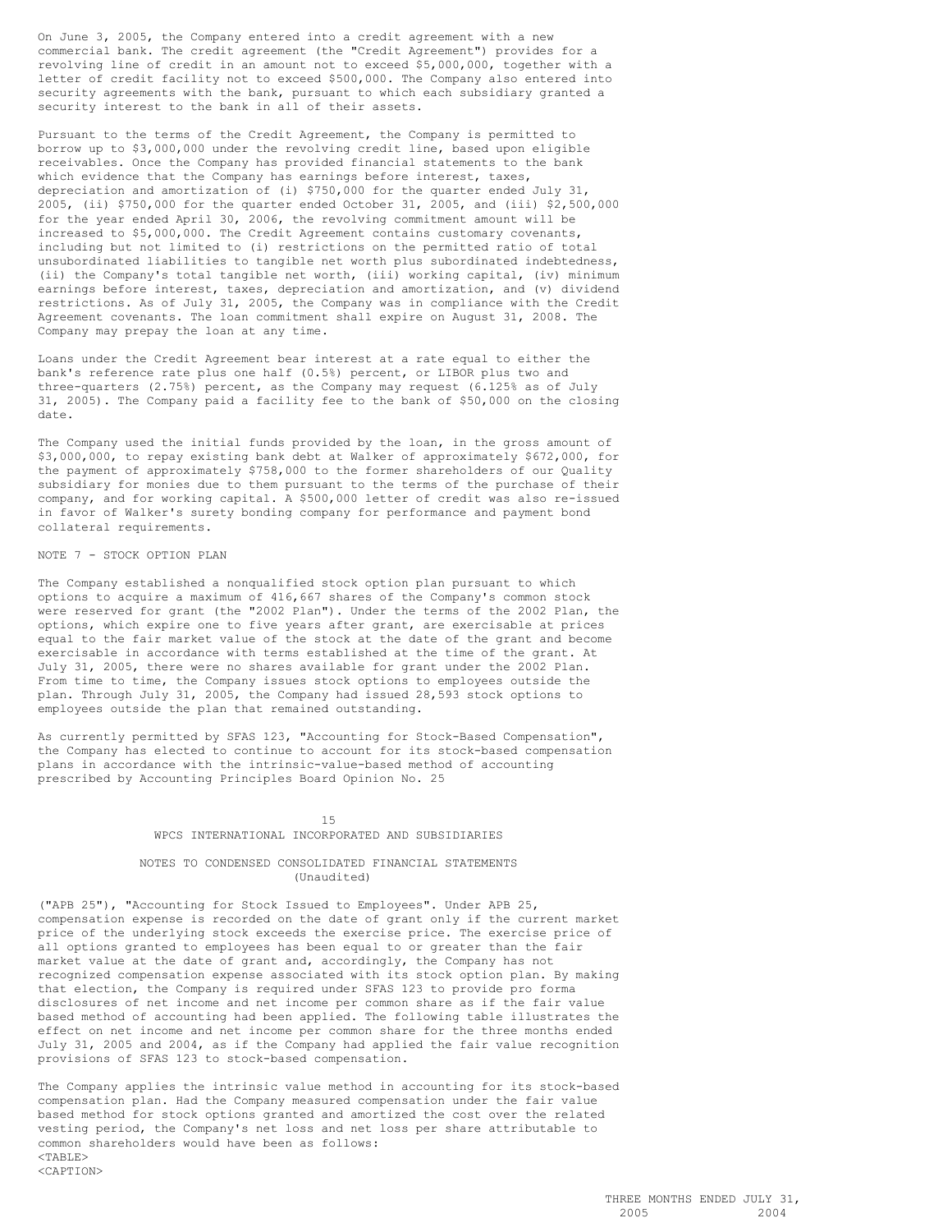On June 3, 2005, the Company entered into a credit agreement with a new commercial bank. The credit agreement (the "Credit Agreement") provides for a revolving line of credit in an amount not to exceed $5,000,000, together with a letter of credit facility not to exceed $500,000. The Company also entered into security agreements with the bank, pursuant to which each subsidiary granted a security interest to the bank in all of their assets.

Pursuant to the terms of the Credit Agreement, the Company is permitted to borrow up to $3,000,000 under the revolving credit line, based upon eligible receivables. Once the Company has provided financial statements to the bank which evidence that the Company has earnings before interest, taxes, depreciation and amortization of (i) $750,000 for the quarter ended July 31, 2005, (ii) $750,000 for the quarter ended October 31, 2005, and (iii) $2,500,000 for the year ended April 30, 2006, the revolving commitment amount will be increased to $5,000,000. The Credit Agreement contains customary covenants, including but not limited to (i) restrictions on the permitted ratio of total unsubordinated liabilities to tangible net worth plus subordinated indebtedness, (ii) the Company's total tangible net worth, (iii) working capital, (iv) minimum earnings before interest, taxes, depreciation and amortization, and (v) dividend restrictions. As of July 31, 2005, the Company was in compliance with the Credit Agreement covenants. The loan commitment shall expire on August 31, 2008. The Company may prepay the loan at any time.

Loans under the Credit Agreement bear interest at a rate equal to either the bank's reference rate plus one half (0.5%) percent, or LIBOR plus two and three-quarters (2.75%) percent, as the Company may request (6.125% as of July 31, 2005). The Company paid a facility fee to the bank of $50,000 on the closing date.

The Company used the initial funds provided by the loan, in the gross amount of $3,000,000, to repay existing bank debt at Walker of approximately $672,000, for the payment of approximately $758,000 to the former shareholders of our Quality subsidiary for monies due to them pursuant to the terms of the purchase of their company, and for working capital. A $500,000 letter of credit was also re-issued in favor of Walker's surety bonding company for performance and payment bond collateral requirements.

NOTE 7 - STOCK OPTION PLAN

The Company established a nonqualified stock option plan pursuant to which options to acquire a maximum of 416,667 shares of the Company's common stock were reserved for grant (the "2002 Plan"). Under the terms of the 2002 Plan, the options, which expire one to five years after grant, are exercisable at prices equal to the fair market value of the stock at the date of the grant and become exercisable in accordance with terms established at the time of the grant. At July 31, 2005, there were no shares available for grant under the 2002 Plan. From time to time, the Company issues stock options to employees outside the plan. Through July 31, 2005, the Company had issued 28,593 stock options to employees outside the plan that remained outstanding.

As currently permitted by SFAS 123, "Accounting for Stock-Based Compensation", the Company has elected to continue to account for its stock-based compensation plans in accordance with the intrinsic-value-based method of accounting prescribed by Accounting Principles Board Opinion No. 25 ("APB 25"), "Accounting for Stock Issued to Employees". Under APB 25, compensation expense is recorded on the date of grant only if the current market price of the underlying stock exceeds the exercise price. The exercise price of all options granted to employees has been equal to or greater than the fair market value at the date of grant and, accordingly, the Company has not recognized compensation expense associated with its stock option plan. By making that election, the Company is required under SFAS 123 to provide pro forma disclosures of net income and net income per common share as if the fair value based method of accounting had been applied. The following table illustrates the effect on net income and net income per common share for the three months ended July 31, 2005 and 2004, as if the Company had applied the fair value recognition provisions of SFAS 123 to stock-based compensation.

The Company applies the intrinsic value method in accounting for its stock-based compensation plan. Had the Company measured compensation under the fair value based method for stock options granted and amortized the cost over the related vesting period, the Company's net loss and net loss per share attributable to common shareholders would have been as follows:

| | THREE MONTHS ENDED JULY 31, 2005 | 2004 |
|---|---|---|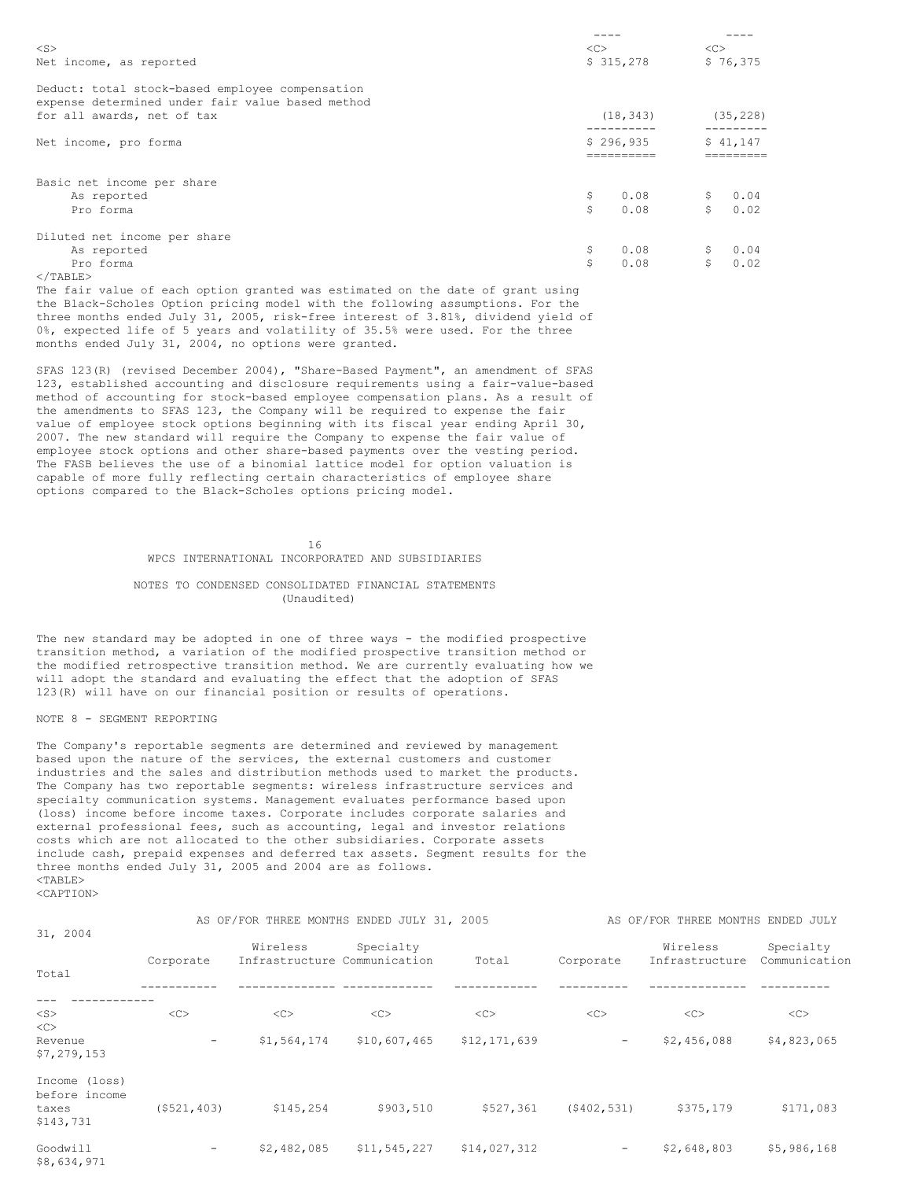| | | |
|---|---|---|
| Net income, as reported | $ 315,278 | $ 76,375 |
| Deduct: total stock-based employee compensation expense determined under fair value based method for all awards, net of tax | (18,343) | (35,228) |
| Net income, pro forma | $ 296,935 | $ 41,147 |
| Basic net income per share | | |
| As reported | $ 0.08 | $ 0.04 |
| Pro forma | $ 0.08 | $ 0.02 |
| Diluted net income per share | | |
| As reported | $ 0.08 | $ 0.04 |
| Pro forma | $ 0.08 | $ 0.02 |

The fair value of each option granted was estimated on the date of grant using the Black-Scholes Option pricing model with the following assumptions. For the three months ended July 31, 2005, risk-free interest of 3.81%, dividend yield of 0%, expected life of 5 years and volatility of 35.5% were used. For the three months ended July 31, 2004, no options were granted.

SFAS 123(R) (revised December 2004), "Share-Based Payment", an amendment of SFAS 123, established accounting and disclosure requirements using a fair-value-based method of accounting for stock-based employee compensation plans. As a result of the amendments to SFAS 123, the Company will be required to expense the fair value of employee stock options beginning with its fiscal year ending April 30, 2007. The new standard will require the Company to expense the fair value of employee stock options and other share-based payments over the vesting period. The FASB believes the use of a binomial lattice model for option valuation is capable of more fully reflecting certain characteristics of employee share options compared to the Black-Scholes options pricing model.

WPCS INTERNATIONAL INCORPORATED AND SUBSIDIARIES

NOTES TO CONDENSED CONSOLIDATED FINANCIAL STATEMENTS
(Unaudited)

The new standard may be adopted in one of three ways - the modified prospective transition method, a variation of the modified prospective transition method or the modified retrospective transition method. We are currently evaluating how we will adopt the standard and evaluating the effect that the adoption of SFAS 123(R) will have on our financial position or results of operations.

NOTE 8 - SEGMENT REPORTING

The Company's reportable segments are determined and reviewed by management based upon the nature of the services, the external customers and customer industries and the sales and distribution methods used to market the products. The Company has two reportable segments: wireless infrastructure services and specialty communication systems. Management evaluates performance based upon (loss) income before income taxes. Corporate includes corporate salaries and external professional fees, such as accounting, legal and investor relations costs which are not allocated to the other subsidiaries. Corporate assets include cash, prepaid expenses and deferred tax assets. Segment results for the three months ended July 31, 2005 and 2004 are as follows.

| | AS OF/FOR THREE MONTHS ENDED JULY 31, 2005 | | | | AS OF/FOR THREE MONTHS ENDED JULY 31, 2004 | | | |
|---|---|---|---|---|---|---|---|---|
| | Corporate | Wireless Infrastructure | Specialty Communication | Total | Corporate | Wireless Infrastructure | Specialty Communication | Total |
| Revenue | - | $1,564,174 | $10,607,465 | $12,171,639 | - | $2,456,088 | $4,823,065 | $7,279,153 |
| Income (loss) before income taxes | ($521,403) | $145,254 | $903,510 | $527,361 | ($402,531) | $375,179 | $171,083 | $143,731 |
| Goodwill | - | $2,482,085 | $11,545,227 | $14,027,312 | - | $2,648,803 | $5,986,168 | $8,634,971 |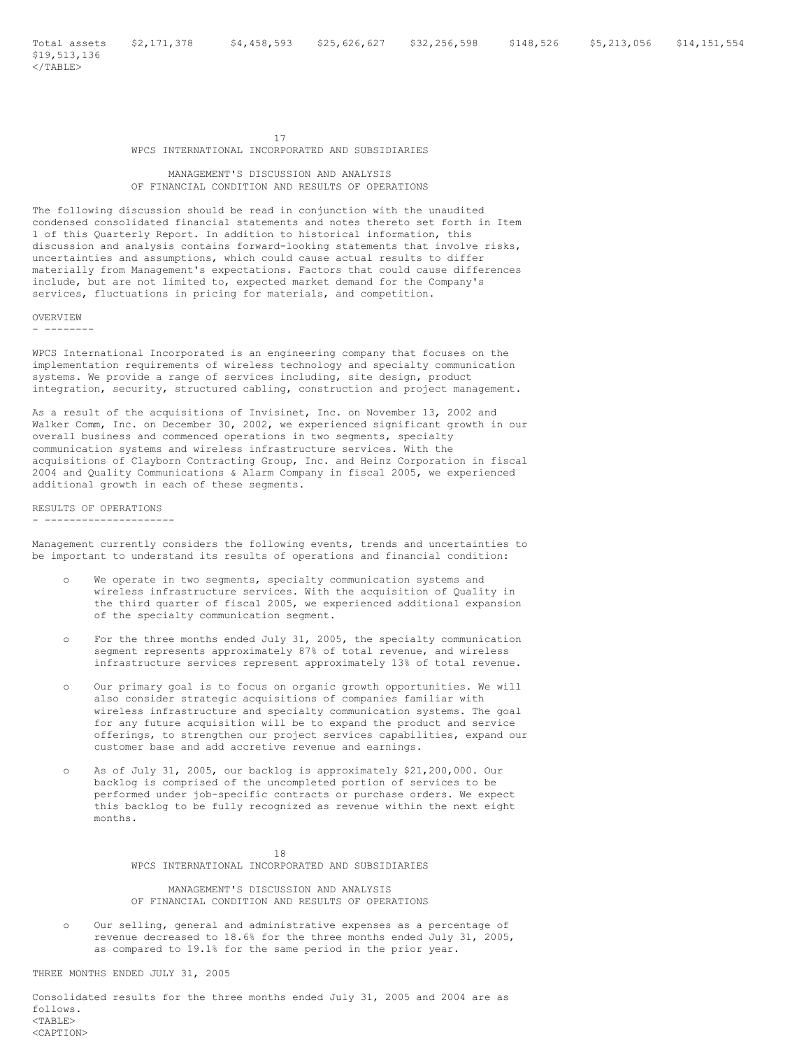| Total assets | $2,171,378 | $4,458,593 | $25,626,627 | $32,256,598 | $148,526 | $5,213,056 | $14,151,554 | $19,513,136 |
|---|---|---|---|---|---|---|---|---|

WPCS INTERNATIONAL INCORPORATED AND SUBSIDIARIES

MANAGEMENT'S DISCUSSION AND ANALYSIS
OF FINANCIAL CONDITION AND RESULTS OF OPERATIONS

The following discussion should be read in conjunction with the unaudited condensed consolidated financial statements and notes thereto set forth in Item 1 of this Quarterly Report. In addition to historical information, this discussion and analysis contains forward-looking statements that involve risks, uncertainties and assumptions, which could cause actual results to differ materially from Management's expectations. Factors that could cause differences include, but are not limited to, expected market demand for the Company's services, fluctuations in pricing for materials, and competition.

## OVERVIEW

WPCS International Incorporated is an engineering company that focuses on the implementation requirements of wireless technology and specialty communication systems. We provide a range of services including, site design, product integration, security, structured cabling, construction and project management.

As a result of the acquisitions of Invisinet, Inc. on November 13, 2002 and Walker Comm, Inc. on December 30, 2002, we experienced significant growth in our overall business and commenced operations in two segments, specialty communication systems and wireless infrastructure services. With the acquisitions of Clayborn Contracting Group, Inc. and Heinz Corporation in fiscal 2004 and Quality Communications & Alarm Company in fiscal 2005, we experienced additional growth in each of these segments.

## RESULTS OF OPERATIONS

Management currently considers the following events, trends and uncertainties to be important to understand its results of operations and financial condition:

- We operate in two segments, specialty communication systems and wireless infrastructure services. With the acquisition of Quality in the third quarter of fiscal 2005, we experienced additional expansion of the specialty communication segment.
- For the three months ended July 31, 2005, the specialty communication segment represents approximately 87% of total revenue, and wireless infrastructure services represent approximately 13% of total revenue.
- Our primary goal is to focus on organic growth opportunities. We will also consider strategic acquisitions of companies familiar with wireless infrastructure and specialty communication systems. The goal for any future acquisition will be to expand the product and service offerings, to strengthen our project services capabilities, expand our customer base and add accretive revenue and earnings.
- As of July 31, 2005, our backlog is approximately $21,200,000. Our backlog is comprised of the uncompleted portion of services to be performed under job-specific contracts or purchase orders. We expect this backlog to be fully recognized as revenue within the next eight months.

WPCS INTERNATIONAL INCORPORATED AND SUBSIDIARIES

MANAGEMENT'S DISCUSSION AND ANALYSIS
OF FINANCIAL CONDITION AND RESULTS OF OPERATIONS

- Our selling, general and administrative expenses as a percentage of revenue decreased to 18.6% for the three months ended July 31, 2005, as compared to 19.1% for the same period in the prior year.

## THREE MONTHS ENDED JULY 31, 2005

Consolidated results for the three months ended July 31, 2005 and 2004 are as follows.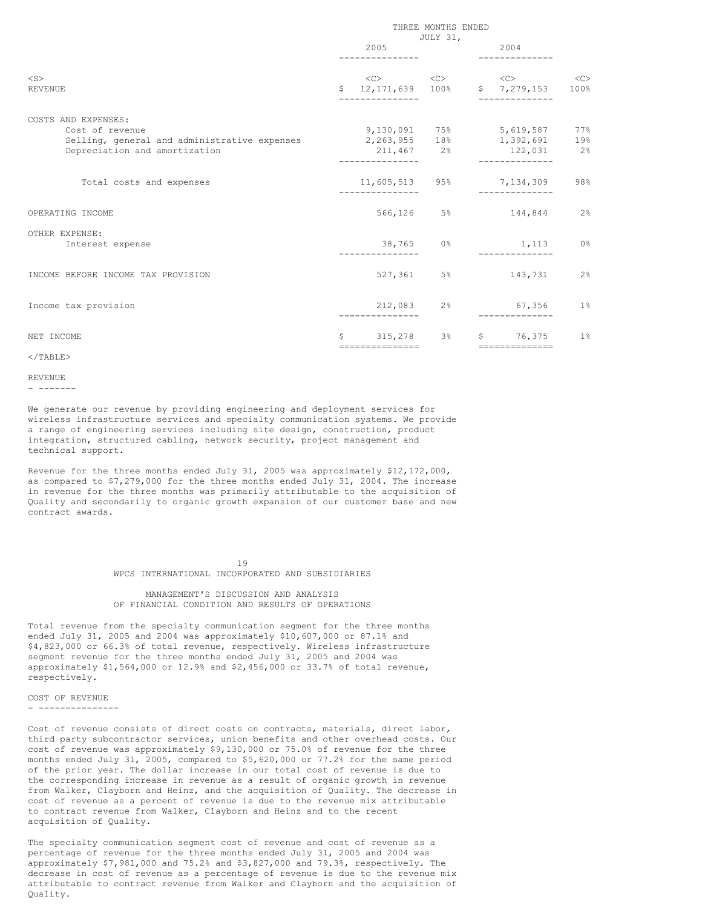| | THREE MONTHS ENDED JULY 31, | | | |
|---|---|---|---|---|
| | 2005 | | 2004 | |
| REVENUE | $ 12,171,639 | 100% | $ 7,279,153 | 100% |
| COSTS AND EXPENSES: | | | | |
| Cost of revenue | 9,130,091 | 75% | 5,619,587 | 77% |
| Selling, general and administrative expenses | 2,263,955 | 18% | 1,392,691 | 19% |
| Depreciation and amortization | 211,467 | 2% | 122,031 | 2% |
| Total costs and expenses | 11,605,513 | 95% | 7,134,309 | 98% |
| OPERATING INCOME | 566,126 | 5% | 144,844 | 2% |
| OTHER EXPENSE: | | | | |
| Interest expense | 38,765 | 0% | 1,113 | 0% |
| INCOME BEFORE INCOME TAX PROVISION | 527,361 | 5% | 143,731 | 2% |
| Income tax provision | 212,083 | 2% | 67,356 | 1% |
| NET INCOME | $ 315,278 | 3% | $ 76,375 | 1% |

## REVENUE

We generate our revenue by providing engineering and deployment services for wireless infrastructure services and specialty communication systems. We provide a range of engineering services including site design, construction, product integration, structured cabling, network security, project management and technical support.

Revenue for the three months ended July 31, 2005 was approximately $12,172,000, as compared to $7,279,000 for the three months ended July 31, 2004. The increase in revenue for the three months was primarily attributable to the acquisition of Quality and secondarily to organic growth expansion of our customer base and new contract awards.

Total revenue from the specialty communication segment for the three months ended July 31, 2005 and 2004 was approximately $10,607,000 or 87.1% and $4,823,000 or 66.3% of total revenue, respectively. Wireless infrastructure segment revenue for the three months ended July 31, 2005 and 2004 was approximately $1,564,000 or 12.9% and $2,456,000 or 33.7% of total revenue, respectively.

## COST OF REVENUE

Cost of revenue consists of direct costs on contracts, materials, direct labor, third party subcontractor services, union benefits and other overhead costs. Our cost of revenue was approximately $9,130,000 or 75.0% of revenue for the three months ended July 31, 2005, compared to $5,620,000 or 77.2% for the same period of the prior year. The dollar increase in our total cost of revenue is due to the corresponding increase in revenue as a result of organic growth in revenue from Walker, Clayborn and Heinz, and the acquisition of Quality. The decrease in cost of revenue as a percent of revenue is due to the revenue mix attributable to contract revenue from Walker, Clayborn and Heinz and to the recent acquisition of Quality.

The specialty communication segment cost of revenue and cost of revenue as a percentage of revenue for the three months ended July 31, 2005 and 2004 was approximately $7,981,000 and 75.2% and $3,827,000 and 79.3%, respectively. The decrease in cost of revenue as a percentage of revenue is due to the revenue mix attributable to contract revenue from Walker and Clayborn and the acquisition of Quality.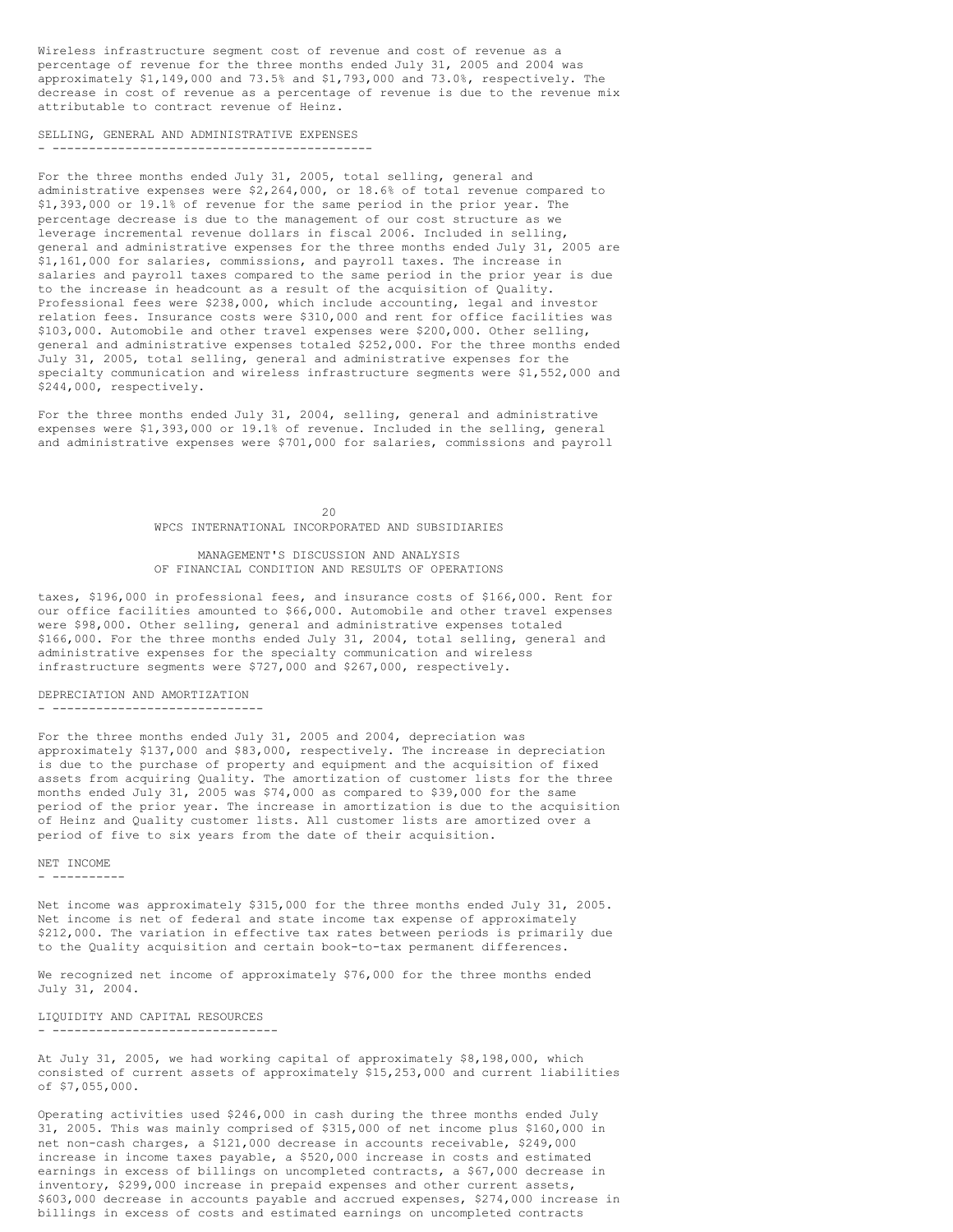Wireless infrastructure segment cost of revenue and cost of revenue as a percentage of revenue for the three months ended July 31, 2005 and 2004 was approximately $1,149,000 and 73.5% and $1,793,000 and 73.0%, respectively. The decrease in cost of revenue as a percentage of revenue is due to the revenue mix attributable to contract revenue of Heinz.

## SELLING, GENERAL AND ADMINISTRATIVE EXPENSES

For the three months ended July 31, 2005, total selling, general and administrative expenses were $2,264,000, or 18.6% of total revenue compared to $1,393,000 or 19.1% of revenue for the same period in the prior year. The percentage decrease is due to the management of our cost structure as we leverage incremental revenue dollars in fiscal 2006. Included in selling, general and administrative expenses for the three months ended July 31, 2005 are $1,161,000 for salaries, commissions, and payroll taxes. The increase in salaries and payroll taxes compared to the same period in the prior year is due to the increase in headcount as a result of the acquisition of Quality. Professional fees were $238,000, which include accounting, legal and investor relation fees. Insurance costs were $310,000 and rent for office facilities was $103,000. Automobile and other travel expenses were $200,000. Other selling, general and administrative expenses totaled $252,000. For the three months ended July 31, 2005, total selling, general and administrative expenses for the specialty communication and wireless infrastructure segments were $1,552,000 and $244,000, respectively.

For the three months ended July 31, 2004, selling, general and administrative expenses were $1,393,000 or 19.1% of revenue. Included in the selling, general and administrative expenses were $701,000 for salaries, commissions and payroll taxes, $196,000 in professional fees, and insurance costs of $166,000. Rent for our office facilities amounted to $66,000. Automobile and other travel expenses were $98,000. Other selling, general and administrative expenses totaled $166,000. For the three months ended July 31, 2004, total selling, general and administrative expenses for the specialty communication and wireless infrastructure segments were $727,000 and $267,000, respectively.

## DEPRECIATION AND AMORTIZATION

For the three months ended July 31, 2005 and 2004, depreciation was approximately $137,000 and $83,000, respectively. The increase in depreciation is due to the purchase of property and equipment and the acquisition of fixed assets from acquiring Quality. The amortization of customer lists for the three months ended July 31, 2005 was $74,000 as compared to $39,000 for the same period of the prior year. The increase in amortization is due to the acquisition of Heinz and Quality customer lists. All customer lists are amortized over a period of five to six years from the date of their acquisition.

## NET INCOME

Net income was approximately $315,000 for the three months ended July 31, 2005. Net income is net of federal and state income tax expense of approximately $212,000. The variation in effective tax rates between periods is primarily due to the Quality acquisition and certain book-to-tax permanent differences.

We recognized net income of approximately $76,000 for the three months ended July 31, 2004.

## LIQUIDITY AND CAPITAL RESOURCES

At July 31, 2005, we had working capital of approximately $8,198,000, which consisted of current assets of approximately $15,253,000 and current liabilities of $7,055,000.

Operating activities used $246,000 in cash during the three months ended July 31, 2005. This was mainly comprised of $315,000 of net income plus $160,000 in net non-cash charges, a $121,000 decrease in accounts receivable, $249,000 increase in income taxes payable, a $520,000 increase in costs and estimated earnings in excess of billings on uncompleted contracts, a $67,000 decrease in inventory, $299,000 increase in prepaid expenses and other current assets, $603,000 decrease in accounts payable and accrued expenses, $274,000 increase in billings in excess of costs and estimated earnings on uncompleted contracts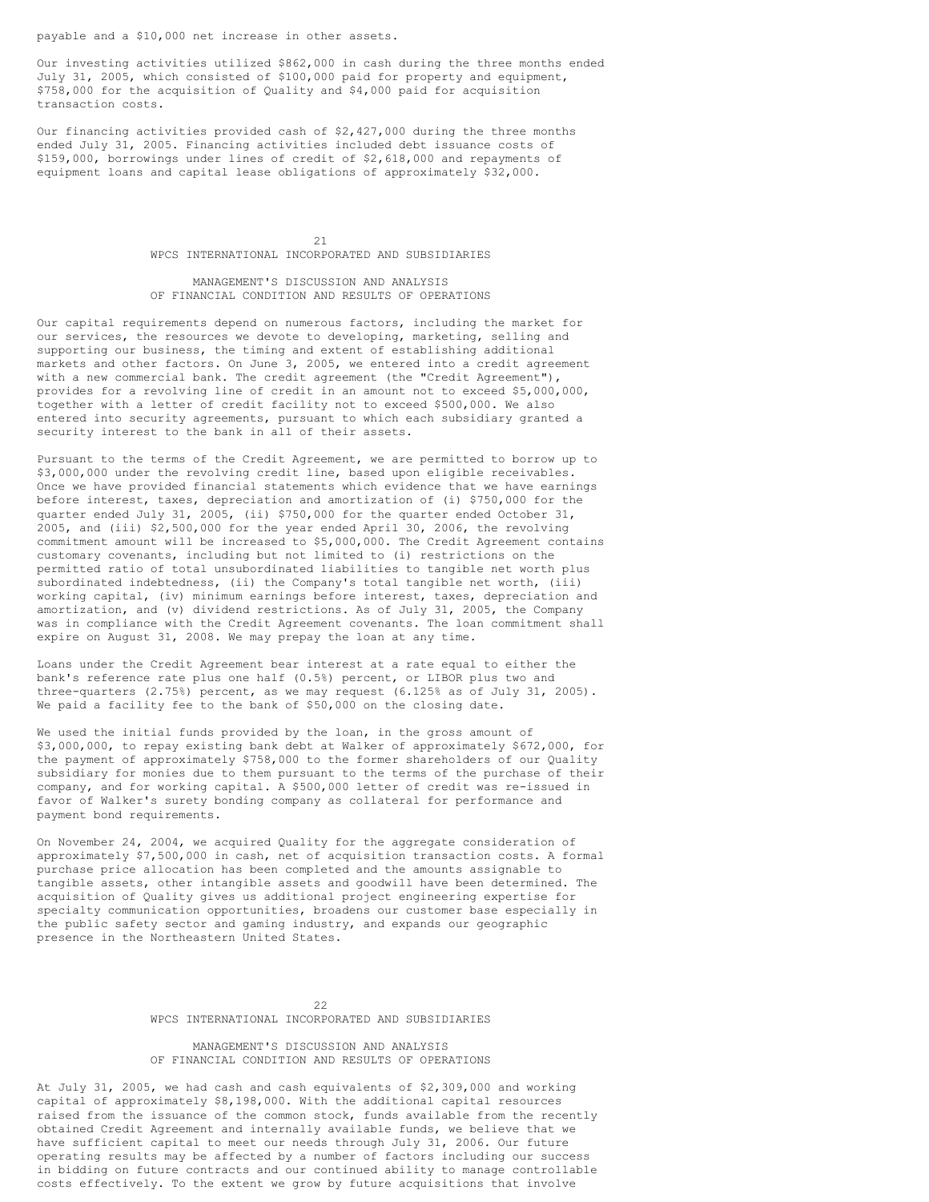payable and a $10,000 net increase in other assets.

Our investing activities utilized $862,000 in cash during the three months ended July 31, 2005, which consisted of $100,000 paid for property and equipment, $758,000 for the acquisition of Quality and $4,000 paid for acquisition transaction costs.

Our financing activities provided cash of $2,427,000 during the three months ended July 31, 2005. Financing activities included debt issuance costs of $159,000, borrowings under lines of credit of $2,618,000 and repayments of equipment loans and capital lease obligations of approximately $32,000.

Our capital requirements depend on numerous factors, including the market for our services, the resources we devote to developing, marketing, selling and supporting our business, the timing and extent of establishing additional markets and other factors. On June 3, 2005, we entered into a credit agreement with a new commercial bank. The credit agreement (the "Credit Agreement"), provides for a revolving line of credit in an amount not to exceed $5,000,000, together with a letter of credit facility not to exceed $500,000. We also entered into security agreements, pursuant to which each subsidiary granted a security interest to the bank in all of their assets.

Pursuant to the terms of the Credit Agreement, we are permitted to borrow up to $3,000,000 under the revolving credit line, based upon eligible receivables. Once we have provided financial statements which evidence that we have earnings before interest, taxes, depreciation and amortization of (i) $750,000 for the quarter ended July 31, 2005, (ii) $750,000 for the quarter ended October 31, 2005, and (iii) $2,500,000 for the year ended April 30, 2006, the revolving commitment amount will be increased to $5,000,000. The Credit Agreement contains customary covenants, including but not limited to (i) restrictions on the permitted ratio of total unsubordinated liabilities to tangible net worth plus subordinated indebtedness, (ii) the Company's total tangible net worth, (iii) working capital, (iv) minimum earnings before interest, taxes, depreciation and amortization, and (v) dividend restrictions. As of July 31, 2005, the Company was in compliance with the Credit Agreement covenants. The loan commitment shall expire on August 31, 2008. We may prepay the loan at any time.

Loans under the Credit Agreement bear interest at a rate equal to either the bank's reference rate plus one half (0.5%) percent, or LIBOR plus two and three-quarters (2.75%) percent, as we may request (6.125% as of July 31, 2005). We paid a facility fee to the bank of $50,000 on the closing date.

We used the initial funds provided by the loan, in the gross amount of $3,000,000, to repay existing bank debt at Walker of approximately $672,000, for the payment of approximately $758,000 to the former shareholders of our Quality subsidiary for monies due to them pursuant to the terms of the purchase of their company, and for working capital. A $500,000 letter of credit was re-issued in favor of Walker's surety bonding company as collateral for performance and payment bond requirements.

On November 24, 2004, we acquired Quality for the aggregate consideration of approximately $7,500,000 in cash, net of acquisition transaction costs. A formal purchase price allocation has been completed and the amounts assignable to tangible assets, other intangible assets and goodwill have been determined. The acquisition of Quality gives us additional project engineering expertise for specialty communication opportunities, broadens our customer base especially in the public safety sector and gaming industry, and expands our geographic presence in the Northeastern United States.

At July 31, 2005, we had cash and cash equivalents of $2,309,000 and working capital of approximately $8,198,000. With the additional capital resources raised from the issuance of the common stock, funds available from the recently obtained Credit Agreement and internally available funds, we believe that we have sufficient capital to meet our needs through July 31, 2006. Our future operating results may be affected by a number of factors including our success in bidding on future contracts and our continued ability to manage controllable costs effectively. To the extent we grow by future acquisitions that involve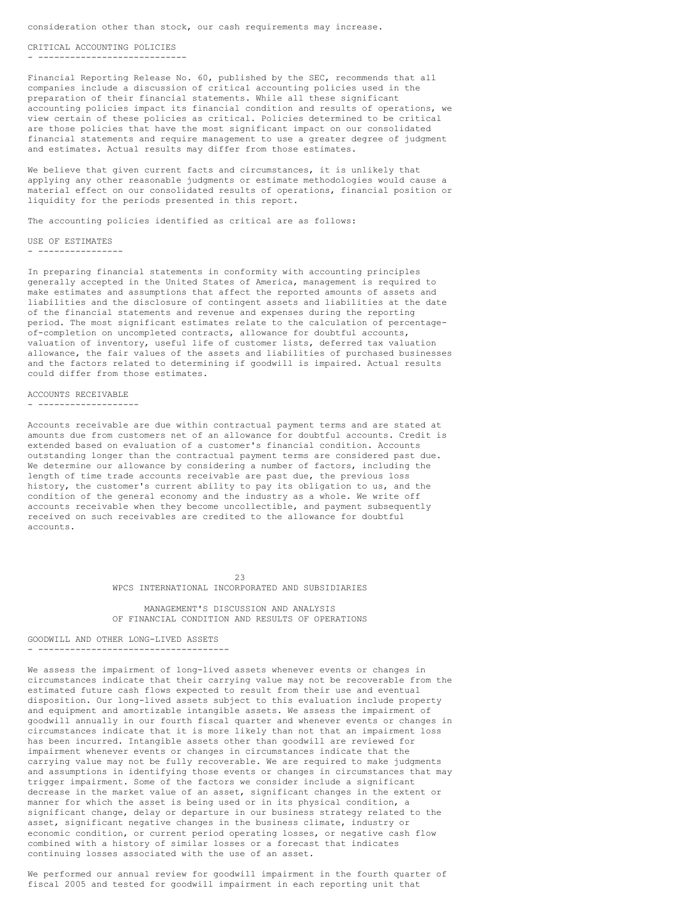consideration other than stock, our cash requirements may increase.

## CRITICAL ACCOUNTING POLICIES

Financial Reporting Release No. 60, published by the SEC, recommends that all companies include a discussion of critical accounting policies used in the preparation of their financial statements. While all these significant accounting policies impact its financial condition and results of operations, we view certain of these policies as critical. Policies determined to be critical are those policies that have the most significant impact on our consolidated financial statements and require management to use a greater degree of judgment and estimates. Actual results may differ from those estimates.

We believe that given current facts and circumstances, it is unlikely that applying any other reasonable judgments or estimate methodologies would cause a material effect on our consolidated results of operations, financial position or liquidity for the periods presented in this report.

The accounting policies identified as critical are as follows:

### USE OF ESTIMATES

In preparing financial statements in conformity with accounting principles generally accepted in the United States of America, management is required to make estimates and assumptions that affect the reported amounts of assets and liabilities and the disclosure of contingent assets and liabilities at the date of the financial statements and revenue and expenses during the reporting period. The most significant estimates relate to the calculation of percentage-of-completion on uncompleted contracts, allowance for doubtful accounts, valuation of inventory, useful life of customer lists, deferred tax valuation allowance, the fair values of the assets and liabilities of purchased businesses and the factors related to determining if goodwill is impaired. Actual results could differ from those estimates.

### ACCOUNTS RECEIVABLE

Accounts receivable are due within contractual payment terms and are stated at amounts due from customers net of an allowance for doubtful accounts. Credit is extended based on evaluation of a customer's financial condition. Accounts outstanding longer than the contractual payment terms are considered past due. We determine our allowance by considering a number of factors, including the length of time trade accounts receivable are past due, the previous loss history, the customer's current ability to pay its obligation to us, and the condition of the general economy and the industry as a whole. We write off accounts receivable when they become uncollectible, and payment subsequently received on such receivables are credited to the allowance for doubtful accounts.

### GOODWILL AND OTHER LONG-LIVED ASSETS

We assess the impairment of long-lived assets whenever events or changes in circumstances indicate that their carrying value may not be recoverable from the estimated future cash flows expected to result from their use and eventual disposition. Our long-lived assets subject to this evaluation include property and equipment and amortizable intangible assets. We assess the impairment of goodwill annually in our fourth fiscal quarter and whenever events or changes in circumstances indicate that it is more likely than not that an impairment loss has been incurred. Intangible assets other than goodwill are reviewed for impairment whenever events or changes in circumstances indicate that the carrying value may not be fully recoverable. We are required to make judgments and assumptions in identifying those events or changes in circumstances that may trigger impairment. Some of the factors we consider include a significant decrease in the market value of an asset, significant changes in the extent or manner for which the asset is being used or in its physical condition, a significant change, delay or departure in our business strategy related to the asset, significant negative changes in the business climate, industry or economic condition, or current period operating losses, or negative cash flow combined with a history of similar losses or a forecast that indicates continuing losses associated with the use of an asset.

We performed our annual review for goodwill impairment in the fourth quarter of fiscal 2005 and tested for goodwill impairment in each reporting unit that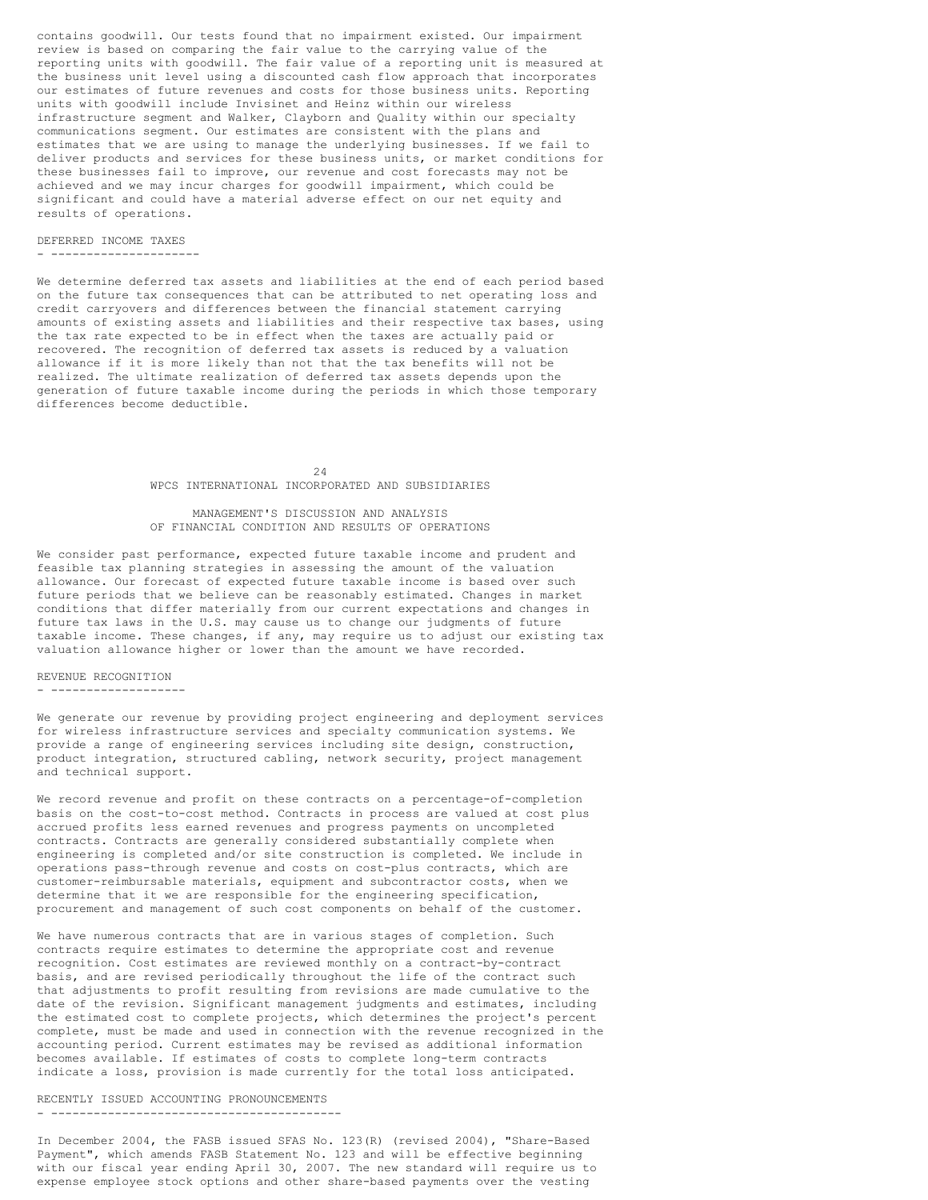contains goodwill. Our tests found that no impairment existed. Our impairment review is based on comparing the fair value to the carrying value of the reporting units with goodwill. The fair value of a reporting unit is measured at the business unit level using a discounted cash flow approach that incorporates our estimates of future revenues and costs for those business units. Reporting units with goodwill include Invisinet and Heinz within our wireless infrastructure segment and Walker, Clayborn and Quality within our specialty communications segment. Our estimates are consistent with the plans and estimates that we are using to manage the underlying businesses. If we fail to deliver products and services for these business units, or market conditions for these businesses fail to improve, our revenue and cost forecasts may not be achieved and we may incur charges for goodwill impairment, which could be significant and could have a material adverse effect on our net equity and results of operations.

## DEFERRED INCOME TAXES

We determine deferred tax assets and liabilities at the end of each period based on the future tax consequences that can be attributed to net operating loss and credit carryovers and differences between the financial statement carrying amounts of existing assets and liabilities and their respective tax bases, using the tax rate expected to be in effect when the taxes are actually paid or recovered. The recognition of deferred tax assets is reduced by a valuation allowance if it is more likely than not that the tax benefits will not be realized. The ultimate realization of deferred tax assets depends upon the generation of future taxable income during the periods in which those temporary differences become deductible.

We consider past performance, expected future taxable income and prudent and feasible tax planning strategies in assessing the amount of the valuation allowance. Our forecast of expected future taxable income is based over such future periods that we believe can be reasonably estimated. Changes in market conditions that differ materially from our current expectations and changes in future tax laws in the U.S. may cause us to change our judgments of future taxable income. These changes, if any, may require us to adjust our existing tax valuation allowance higher or lower than the amount we have recorded.

## REVENUE RECOGNITION

We generate our revenue by providing project engineering and deployment services for wireless infrastructure services and specialty communication systems. We provide a range of engineering services including site design, construction, product integration, structured cabling, network security, project management and technical support.

We record revenue and profit on these contracts on a percentage-of-completion basis on the cost-to-cost method. Contracts in process are valued at cost plus accrued profits less earned revenues and progress payments on uncompleted contracts. Contracts are generally considered substantially complete when engineering is completed and/or site construction is completed. We include in operations pass-through revenue and costs on cost-plus contracts, which are customer-reimbursable materials, equipment and subcontractor costs, when we determine that it we are responsible for the engineering specification, procurement and management of such cost components on behalf of the customer.

We have numerous contracts that are in various stages of completion. Such contracts require estimates to determine the appropriate cost and revenue recognition. Cost estimates are reviewed monthly on a contract-by-contract basis, and are revised periodically throughout the life of the contract such that adjustments to profit resulting from revisions are made cumulative to the date of the revision. Significant management judgments and estimates, including the estimated cost to complete projects, which determines the project's percent complete, must be made and used in connection with the revenue recognized in the accounting period. Current estimates may be revised as additional information becomes available. If estimates of costs to complete long-term contracts indicate a loss, provision is made currently for the total loss anticipated.

## RECENTLY ISSUED ACCOUNTING PRONOUNCEMENTS

In December 2004, the FASB issued SFAS No. 123(R) (revised 2004), "Share-Based Payment", which amends FASB Statement No. 123 and will be effective beginning with our fiscal year ending April 30, 2007. The new standard will require us to expense employee stock options and other share-based payments over the vesting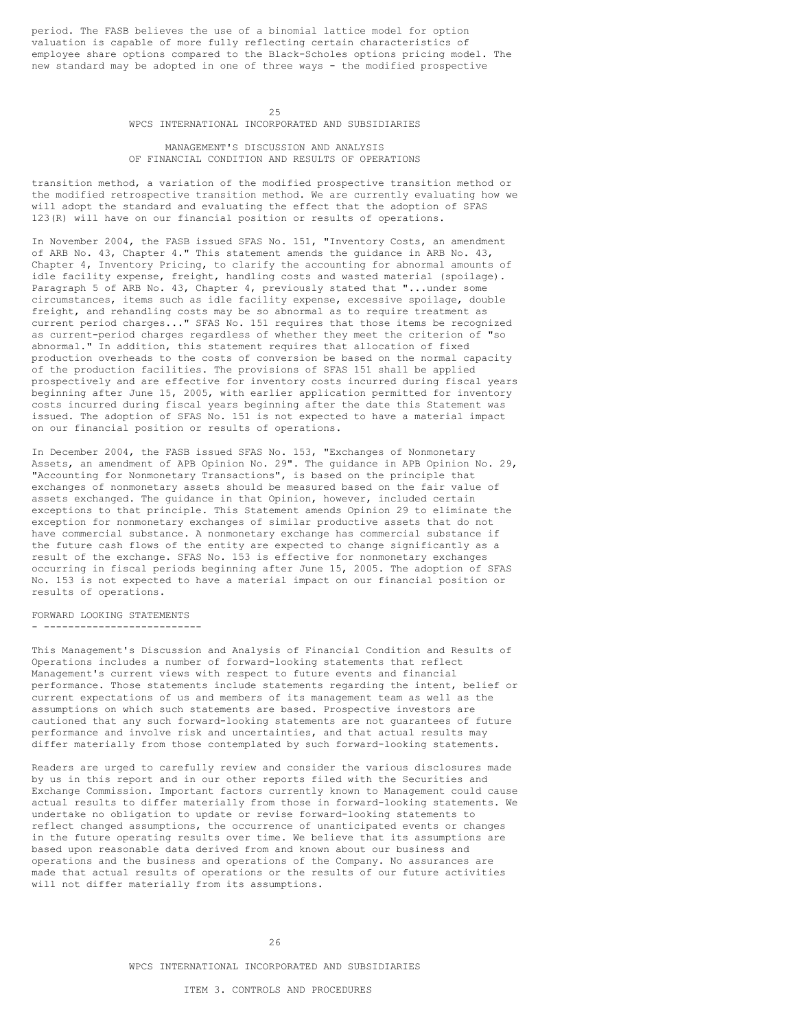period. The FASB believes the use of a binomial lattice model for option valuation is capable of more fully reflecting certain characteristics of employee share options compared to the Black-Scholes options pricing model. The new standard may be adopted in one of three ways - the modified prospective transition method, a variation of the modified prospective transition method or the modified retrospective transition method. We are currently evaluating how we will adopt the standard and evaluating the effect that the adoption of SFAS 123(R) will have on our financial position or results of operations.

In November 2004, the FASB issued SFAS No. 151, "Inventory Costs, an amendment of ARB No. 43, Chapter 4." This statement amends the guidance in ARB No. 43, Chapter 4, Inventory Pricing, to clarify the accounting for abnormal amounts of idle facility expense, freight, handling costs and wasted material (spoilage). Paragraph 5 of ARB No. 43, Chapter 4, previously stated that "...under some circumstances, items such as idle facility expense, excessive spoilage, double freight, and rehandling costs may be so abnormal as to require treatment as current period charges..." SFAS No. 151 requires that those items be recognized as current-period charges regardless of whether they meet the criterion of "so abnormal." In addition, this statement requires that allocation of fixed production overheads to the costs of conversion be based on the normal capacity of the production facilities. The provisions of SFAS 151 shall be applied prospectively and are effective for inventory costs incurred during fiscal years beginning after June 15, 2005, with earlier application permitted for inventory costs incurred during fiscal years beginning after the date this Statement was issued. The adoption of SFAS No. 151 is not expected to have a material impact on our financial position or results of operations.

In December 2004, the FASB issued SFAS No. 153, "Exchanges of Nonmonetary Assets, an amendment of APB Opinion No. 29". The guidance in APB Opinion No. 29, "Accounting for Nonmonetary Transactions", is based on the principle that exchanges of nonmonetary assets should be measured based on the fair value of assets exchanged. The guidance in that Opinion, however, included certain exceptions to that principle. This Statement amends Opinion 29 to eliminate the exception for nonmonetary exchanges of similar productive assets that do not have commercial substance. A nonmonetary exchange has commercial substance if the future cash flows of the entity are expected to change significantly as a result of the exchange. SFAS No. 153 is effective for nonmonetary exchanges occurring in fiscal periods beginning after June 15, 2005. The adoption of SFAS No. 153 is not expected to have a material impact on our financial position or results of operations.

## FORWARD LOOKING STATEMENTS

This Management's Discussion and Analysis of Financial Condition and Results of Operations includes a number of forward-looking statements that reflect Management's current views with respect to future events and financial performance. Those statements include statements regarding the intent, belief or current expectations of us and members of its management team as well as the assumptions on which such statements are based. Prospective investors are cautioned that any such forward-looking statements are not guarantees of future performance and involve risk and uncertainties, and that actual results may differ materially from those contemplated by such forward-looking statements.

Readers are urged to carefully review and consider the various disclosures made by us in this report and in our other reports filed with the Securities and Exchange Commission. Important factors currently known to Management could cause actual results to differ materially from those in forward-looking statements. We undertake no obligation to update or revise forward-looking statements to reflect changed assumptions, the occurrence of unanticipated events or changes in the future operating results over time. We believe that its assumptions are based upon reasonable data derived from and known about our business and operations and the business and operations of the Company. No assurances are made that actual results of operations or the results of our future activities will not differ materially from its assumptions.

## ITEM 3. CONTROLS AND PROCEDURES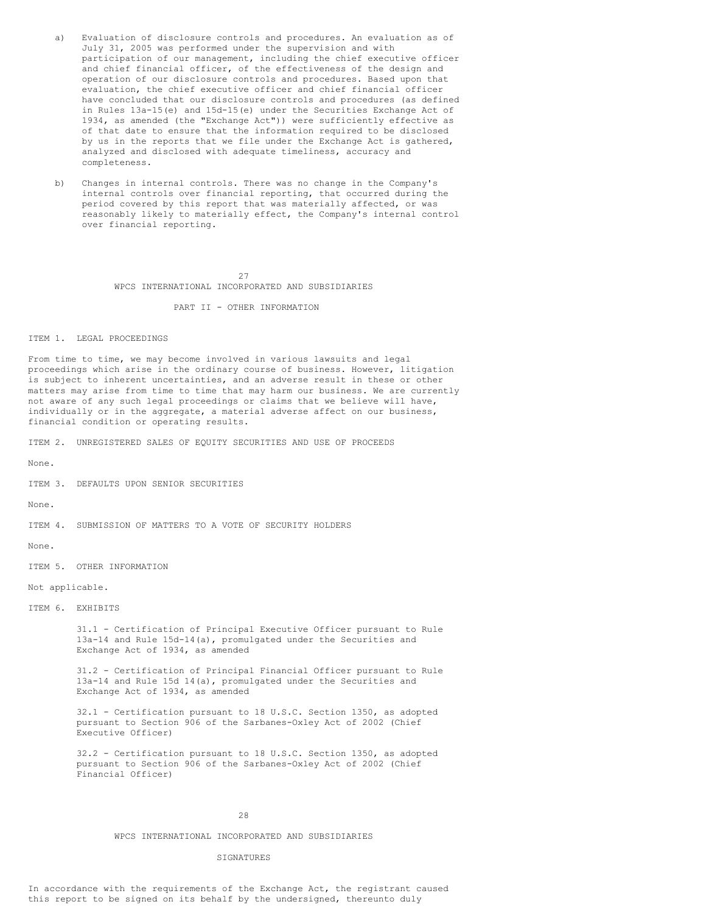a) Evaluation of disclosure controls and procedures. An evaluation as of July 31, 2005 was performed under the supervision and with participation of our management, including the chief executive officer and chief financial officer, of the effectiveness of the design and operation of our disclosure controls and procedures. Based upon that evaluation, the chief executive officer and chief financial officer have concluded that our disclosure controls and procedures (as defined in Rules 13a-15(e) and 15d-15(e) under the Securities Exchange Act of 1934, as amended (the "Exchange Act")) were sufficiently effective as of that date to ensure that the information required to be disclosed by us in the reports that we file under the Exchange Act is gathered, analyzed and disclosed with adequate timeliness, accuracy and completeness.

b) Changes in internal controls. There was no change in the Company's internal controls over financial reporting, that occurred during the period covered by this report that was materially affected, or was reasonably likely to materially effect, the Company's internal control over financial reporting.

WPCS INTERNATIONAL INCORPORATED AND SUBSIDIARIES

## PART II - OTHER INFORMATION

### ITEM 1. LEGAL PROCEEDINGS

From time to time, we may become involved in various lawsuits and legal proceedings which arise in the ordinary course of business. However, litigation is subject to inherent uncertainties, and an adverse result in these or other matters may arise from time to time that may harm our business. We are currently not aware of any such legal proceedings or claims that we believe will have, individually or in the aggregate, a material adverse affect on our business, financial condition or operating results.

### ITEM 2. UNREGISTERED SALES OF EQUITY SECURITIES AND USE OF PROCEEDS

None.

### ITEM 3. DEFAULTS UPON SENIOR SECURITIES

None.

### ITEM 4. SUBMISSION OF MATTERS TO A VOTE OF SECURITY HOLDERS

None.

### ITEM 5. OTHER INFORMATION

Not applicable.

### ITEM 6. EXHIBITS

31.1 - Certification of Principal Executive Officer pursuant to Rule 13a-14 and Rule 15d-14(a), promulgated under the Securities and Exchange Act of 1934, as amended

31.2 - Certification of Principal Financial Officer pursuant to Rule 13a-14 and Rule 15d 14(a), promulgated under the Securities and Exchange Act of 1934, as amended

32.1 - Certification pursuant to 18 U.S.C. Section 1350, as adopted pursuant to Section 906 of the Sarbanes-Oxley Act of 2002 (Chief Executive Officer)

32.2 - Certification pursuant to 18 U.S.C. Section 1350, as adopted pursuant to Section 906 of the Sarbanes-Oxley Act of 2002 (Chief Financial Officer)

WPCS INTERNATIONAL INCORPORATED AND SUBSIDIARIES

## SIGNATURES

In accordance with the requirements of the Exchange Act, the registrant caused this report to be signed on its behalf by the undersigned, thereunto duly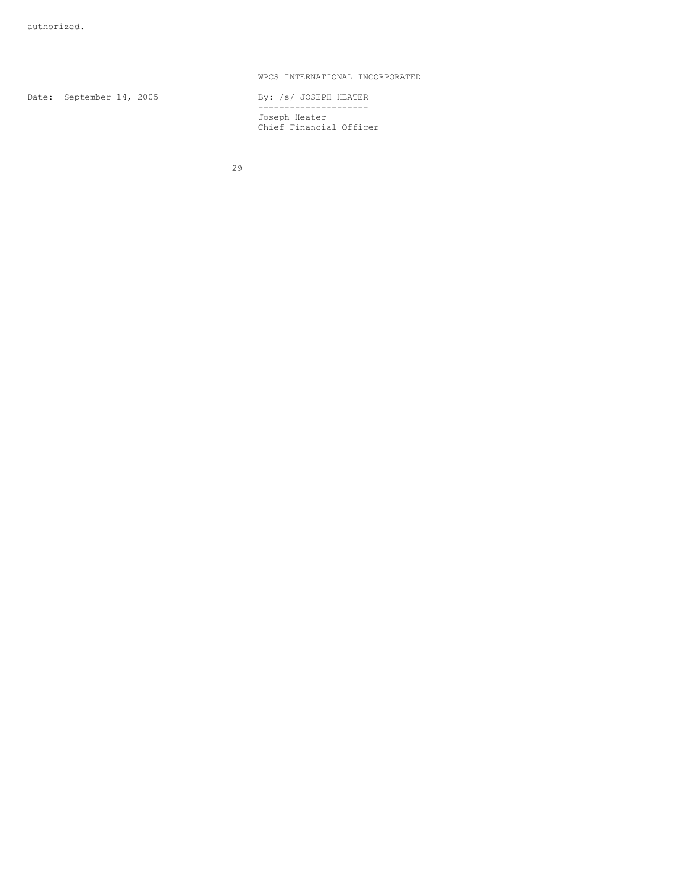authorized.

WPCS INTERNATIONAL INCORPORATED

Date: September 14, 2005

By: /s/ JOSEPH HEATER

Joseph Heater
Chief Financial Officer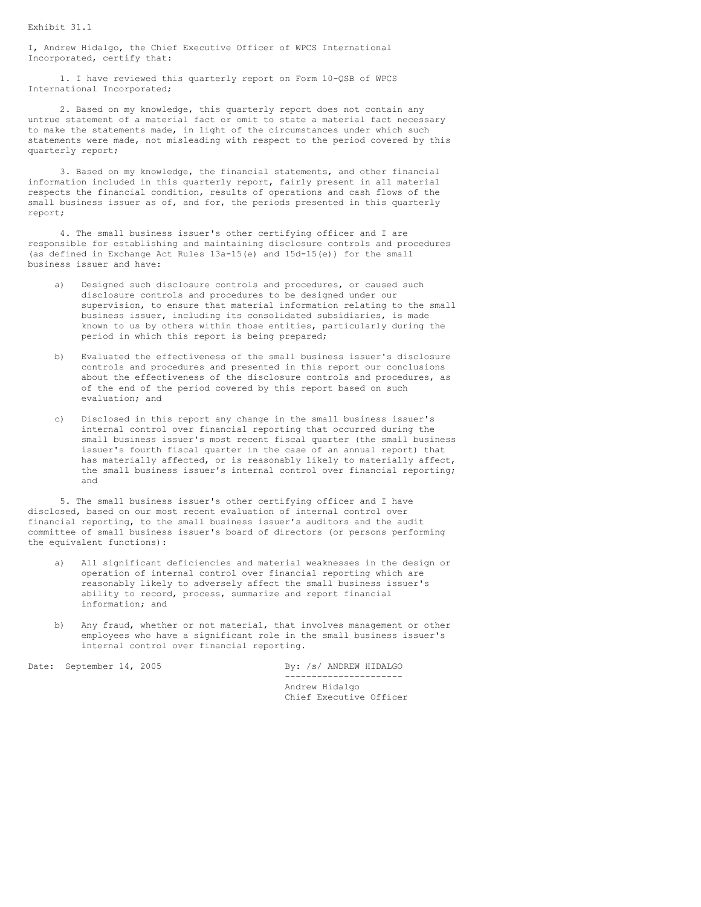Exhibit 31.1

I, Andrew Hidalgo, the Chief Executive Officer of WPCS International Incorporated, certify that:

1. I have reviewed this quarterly report on Form 10-QSB of WPCS International Incorporated;

2. Based on my knowledge, this quarterly report does not contain any untrue statement of a material fact or omit to state a material fact necessary to make the statements made, in light of the circumstances under which such statements were made, not misleading with respect to the period covered by this quarterly report;

3. Based on my knowledge, the financial statements, and other financial information included in this quarterly report, fairly present in all material respects the financial condition, results of operations and cash flows of the small business issuer as of, and for, the periods presented in this quarterly report;

4. The small business issuer's other certifying officer and I are responsible for establishing and maintaining disclosure controls and procedures (as defined in Exchange Act Rules 13a-15(e) and 15d-15(e)) for the small business issuer and have:

a) Designed such disclosure controls and procedures, or caused such disclosure controls and procedures to be designed under our supervision, to ensure that material information relating to the small business issuer, including its consolidated subsidiaries, is made known to us by others within those entities, particularly during the period in which this report is being prepared;

b) Evaluated the effectiveness of the small business issuer's disclosure controls and procedures and presented in this report our conclusions about the effectiveness of the disclosure controls and procedures, as of the end of the period covered by this report based on such evaluation; and

c) Disclosed in this report any change in the small business issuer's internal control over financial reporting that occurred during the small business issuer's most recent fiscal quarter (the small business issuer's fourth fiscal quarter in the case of an annual report) that has materially affected, or is reasonably likely to materially affect, the small business issuer's internal control over financial reporting; and

5. The small business issuer's other certifying officer and I have disclosed, based on our most recent evaluation of internal control over financial reporting, to the small business issuer's auditors and the audit committee of small business issuer's board of directors (or persons performing the equivalent functions):

a) All significant deficiencies and material weaknesses in the design or operation of internal control over financial reporting which are reasonably likely to adversely affect the small business issuer's ability to record, process, summarize and report financial information; and

b) Any fraud, whether or not material, that involves management or other employees who have a significant role in the small business issuer's internal control over financial reporting.

Date: September 14, 2005

By: /s/ ANDREW HIDALGO

Andrew Hidalgo
Chief Executive Officer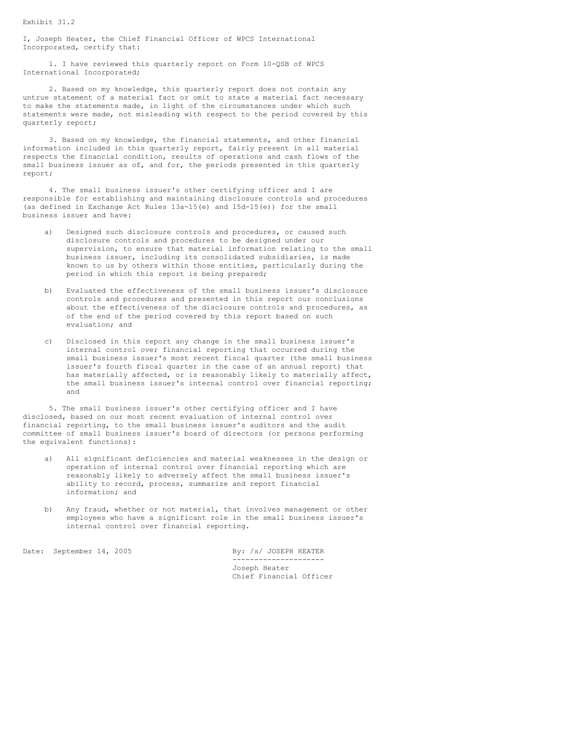Exhibit 31.2

I, Joseph Heater, the Chief Financial Officer of WPCS International Incorporated, certify that:

1. I have reviewed this quarterly report on Form 10-QSB of WPCS International Incorporated;

2. Based on my knowledge, this quarterly report does not contain any untrue statement of a material fact or omit to state a material fact necessary to make the statements made, in light of the circumstances under which such statements were made, not misleading with respect to the period covered by this quarterly report;

3. Based on my knowledge, the financial statements, and other financial information included in this quarterly report, fairly present in all material respects the financial condition, results of operations and cash flows of the small business issuer as of, and for, the periods presented in this quarterly report;

4. The small business issuer's other certifying officer and I are responsible for establishing and maintaining disclosure controls and procedures (as defined in Exchange Act Rules 13a-15(e) and 15d-15(e)) for the small business issuer and have:

a) Designed such disclosure controls and procedures, or caused such disclosure controls and procedures to be designed under our supervision, to ensure that material information relating to the small business issuer, including its consolidated subsidiaries, is made known to us by others within those entities, particularly during the period in which this report is being prepared;

b) Evaluated the effectiveness of the small business issuer's disclosure controls and procedures and presented in this report our conclusions about the effectiveness of the disclosure controls and procedures, as of the end of the period covered by this report based on such evaluation; and

c) Disclosed in this report any change in the small business issuer's internal control over financial reporting that occurred during the small business issuer's most recent fiscal quarter (the small business issuer's fourth fiscal quarter in the case of an annual report) that has materially affected, or is reasonably likely to materially affect, the small business issuer's internal control over financial reporting; and

5. The small business issuer's other certifying officer and I have disclosed, based on our most recent evaluation of internal control over financial reporting, to the small business issuer's auditors and the audit committee of small business issuer's board of directors (or persons performing the equivalent functions):

a) All significant deficiencies and material weaknesses in the design or operation of internal control over financial reporting which are reasonably likely to adversely affect the small business issuer's ability to record, process, summarize and report financial information; and

b) Any fraud, whether or not material, that involves management or other employees who have a significant role in the small business issuer's internal control over financial reporting.

Date: September 14, 2005

By: /s/ JOSEPH HEATER

Joseph Heater
Chief Financial Officer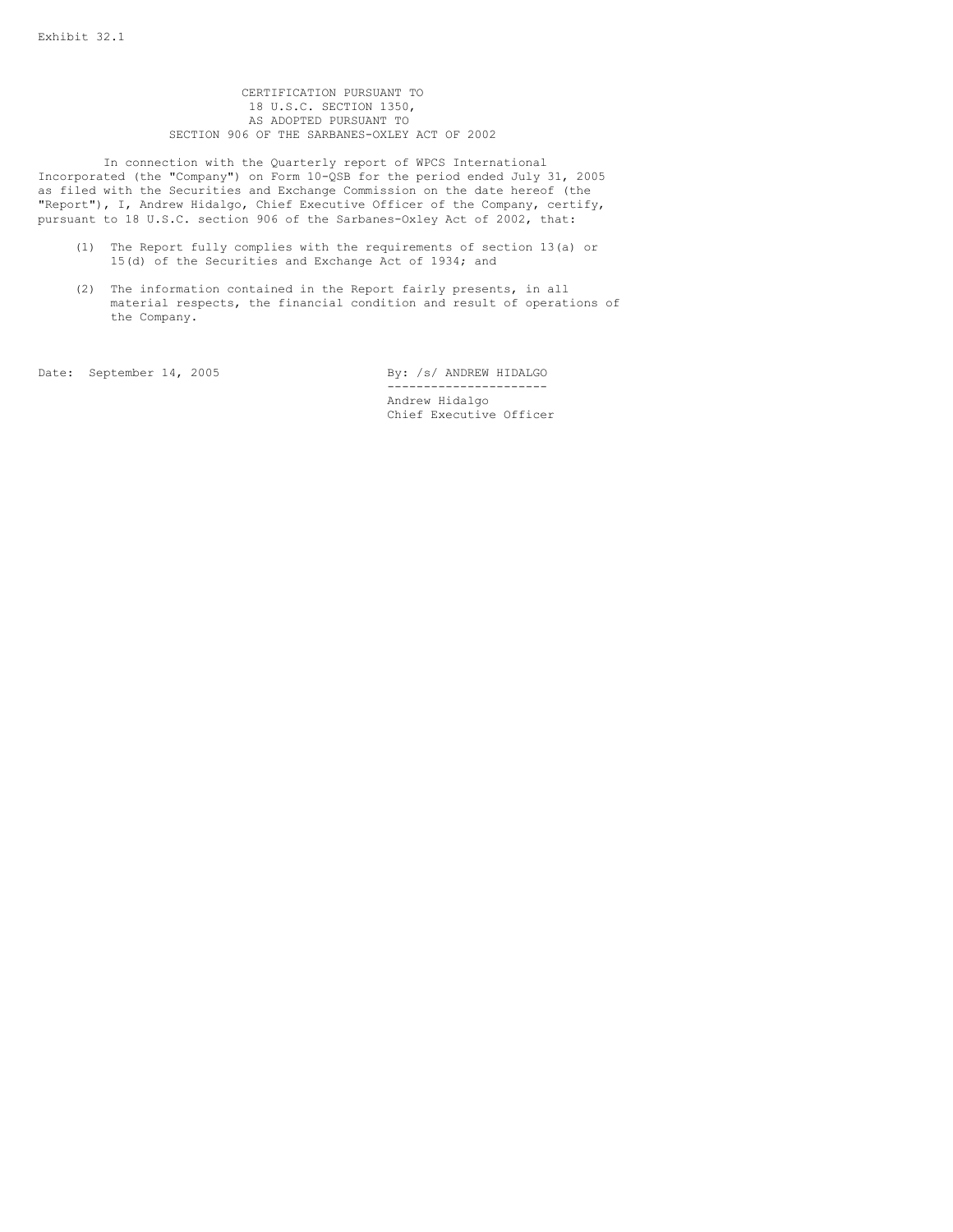Exhibit 32.1

CERTIFICATION PURSUANT TO
18 U.S.C. SECTION 1350,
AS ADOPTED PURSUANT TO
SECTION 906 OF THE SARBANES-OXLEY ACT OF 2002

In connection with the Quarterly report of WPCS International Incorporated (the "Company") on Form 10-QSB for the period ended July 31, 2005 as filed with the Securities and Exchange Commission on the date hereof (the "Report"), I, Andrew Hidalgo, Chief Executive Officer of the Company, certify, pursuant to 18 U.S.C. section 906 of the Sarbanes-Oxley Act of 2002, that:

(1) The Report fully complies with the requirements of section 13(a) or 15(d) of the Securities and Exchange Act of 1934; and

(2) The information contained in the Report fairly presents, in all material respects, the financial condition and result of operations of the Company.

Date: September 14, 2005

By: /s/ ANDREW HIDALGO

Andrew Hidalgo
Chief Executive Officer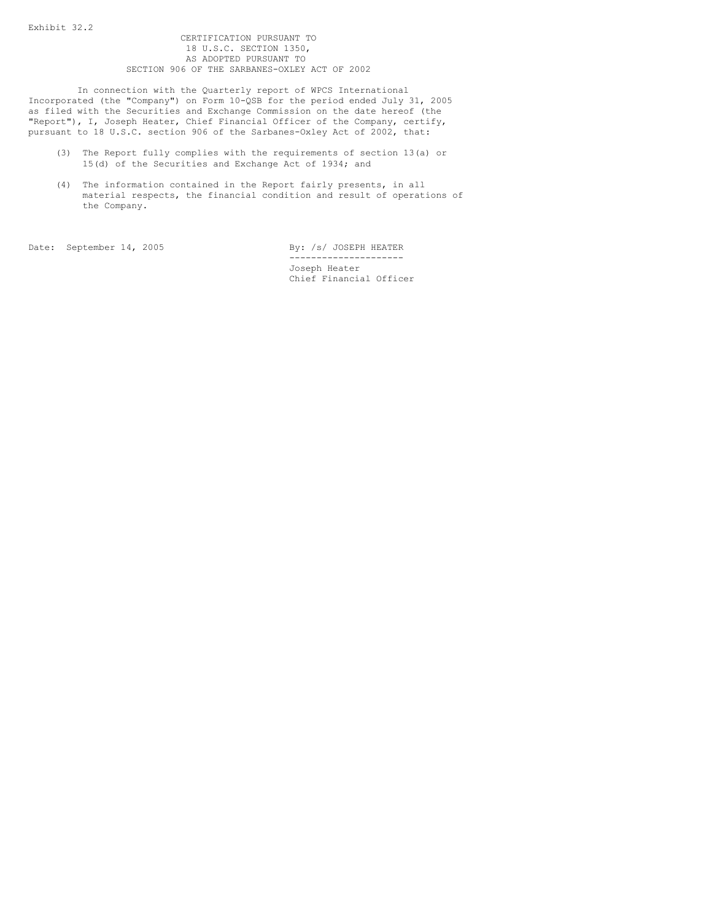Exhibit 32.2

CERTIFICATION PURSUANT TO
18 U.S.C. SECTION 1350,
AS ADOPTED PURSUANT TO
SECTION 906 OF THE SARBANES-OXLEY ACT OF 2002

In connection with the Quarterly report of WPCS International Incorporated (the "Company") on Form 10-QSB for the period ended July 31, 2005 as filed with the Securities and Exchange Commission on the date hereof (the "Report"), I, Joseph Heater, Chief Financial Officer of the Company, certify, pursuant to 18 U.S.C. section 906 of the Sarbanes-Oxley Act of 2002, that:

(3) The Report fully complies with the requirements of section 13(a) or 15(d) of the Securities and Exchange Act of 1934; and

(4) The information contained in the Report fairly presents, in all material respects, the financial condition and result of operations of the Company.

Date: September 14, 2005

By: /s/ JOSEPH HEATER

---------------------

Joseph Heater
Chief Financial Officer